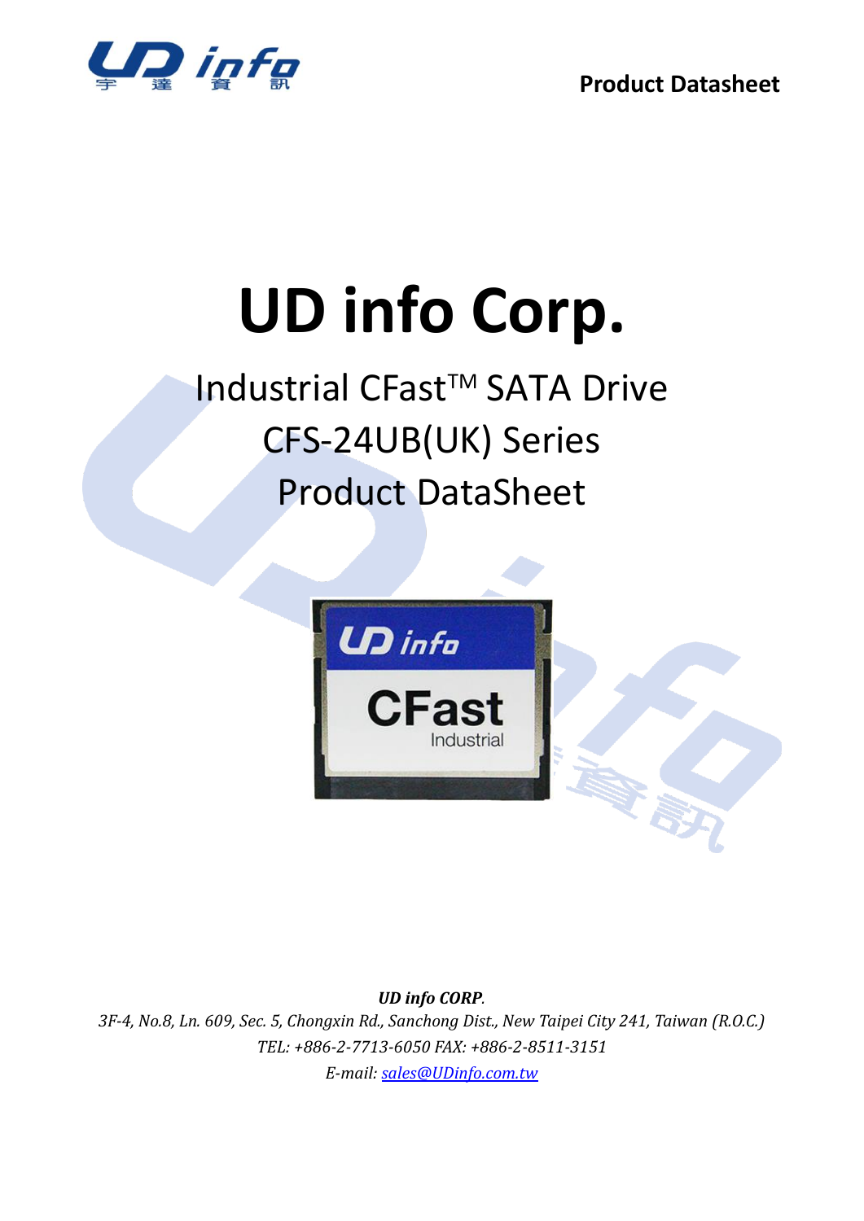Product Datasheet

# UD info Corp.

## Industrial CFast™ SATA Drive
## CFS-24UB(UK) Series
## Product DataSheet

***UD info CORP**.*

*3F-4, No.8, Ln. 609, Sec. 5, Chongxin Rd., Sanchong Dist., New Taipei City 241, Taiwan (R.O.C.)*

*TEL: +886-2-7713-6050 FAX: +886-2-8511-3151*

*E-mail: sales@UDinfo.com.tw*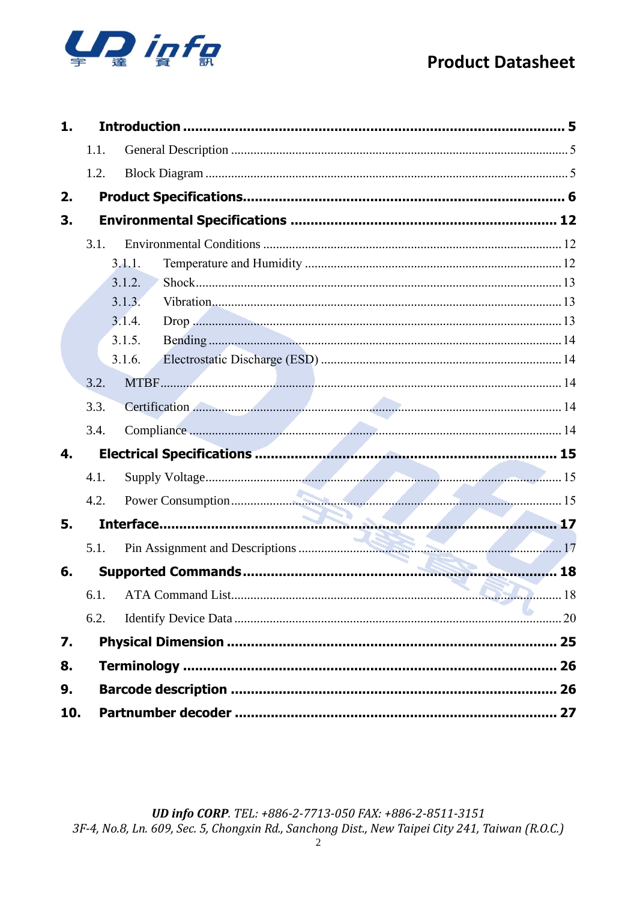1. **Introduction** ........ 5
   - 1.1. General Description ........ 5
   - 1.2. Block Diagram ........ 5
2. **Product Specifications** ........ 6
3. **Environmental Specifications** ........ 12
   - 3.1. Environmental Conditions ........ 12
     - 3.1.1. Temperature and Humidity ........ 12
     - 3.1.2. Shock ........ 13
     - 3.1.3. Vibration ........ 13
     - 3.1.4. Drop ........ 13
     - 3.1.5. Bending ........ 14
     - 3.1.6. Electrostatic Discharge (ESD) ........ 14
   - 3.2. MTBF ........ 14
   - 3.3. Certification ........ 14
   - 3.4. Compliance ........ 14
4. **Electrical Specifications** ........ 15
   - 4.1. Supply Voltage ........ 15
   - 4.2. Power Consumption ........ 15
5. **Interface** ........ 17
   - 5.1. Pin Assignment and Descriptions ........ 17
6. **Supported Commands** ........ 18
   - 6.1. ATA Command List ........ 18
   - 6.2. Identify Device Data ........ 20
7. **Physical Dimension** ........ 25
8. **Terminology** ........ 26
9. **Barcode description** ........ 26
10. **Partnumber decoder** ........ 27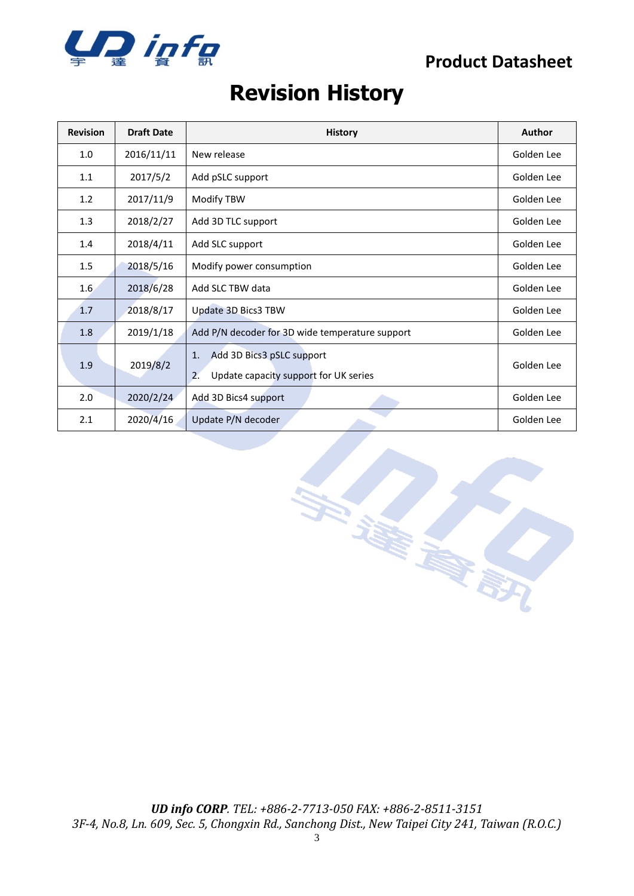# Revision History

| Revision | Draft Date | History | Author |
|---|---|---|---|
| 1.0 | 2016/11/11 | New release | Golden Lee |
| 1.1 | 2017/5/2 | Add pSLC support | Golden Lee |
| 1.2 | 2017/11/9 | Modify TBW | Golden Lee |
| 1.3 | 2018/2/27 | Add 3D TLC support | Golden Lee |
| 1.4 | 2018/4/11 | Add SLC support | Golden Lee |
| 1.5 | 2018/5/16 | Modify power consumption | Golden Lee |
| 1.6 | 2018/6/28 | Add SLC TBW data | Golden Lee |
| 1.7 | 2018/8/17 | Update 3D Bics3 TBW | Golden Lee |
| 1.8 | 2019/1/18 | Add P/N decoder for 3D wide temperature support | Golden Lee |
| 1.9 | 2019/8/2 | 1. Add 3D Bics3 pSLC support<br>2. Update capacity support for UK series | Golden Lee |
| 2.0 | 2020/2/24 | Add 3D Bics4 support | Golden Lee |
| 2.1 | 2020/4/16 | Update P/N decoder | Golden Lee |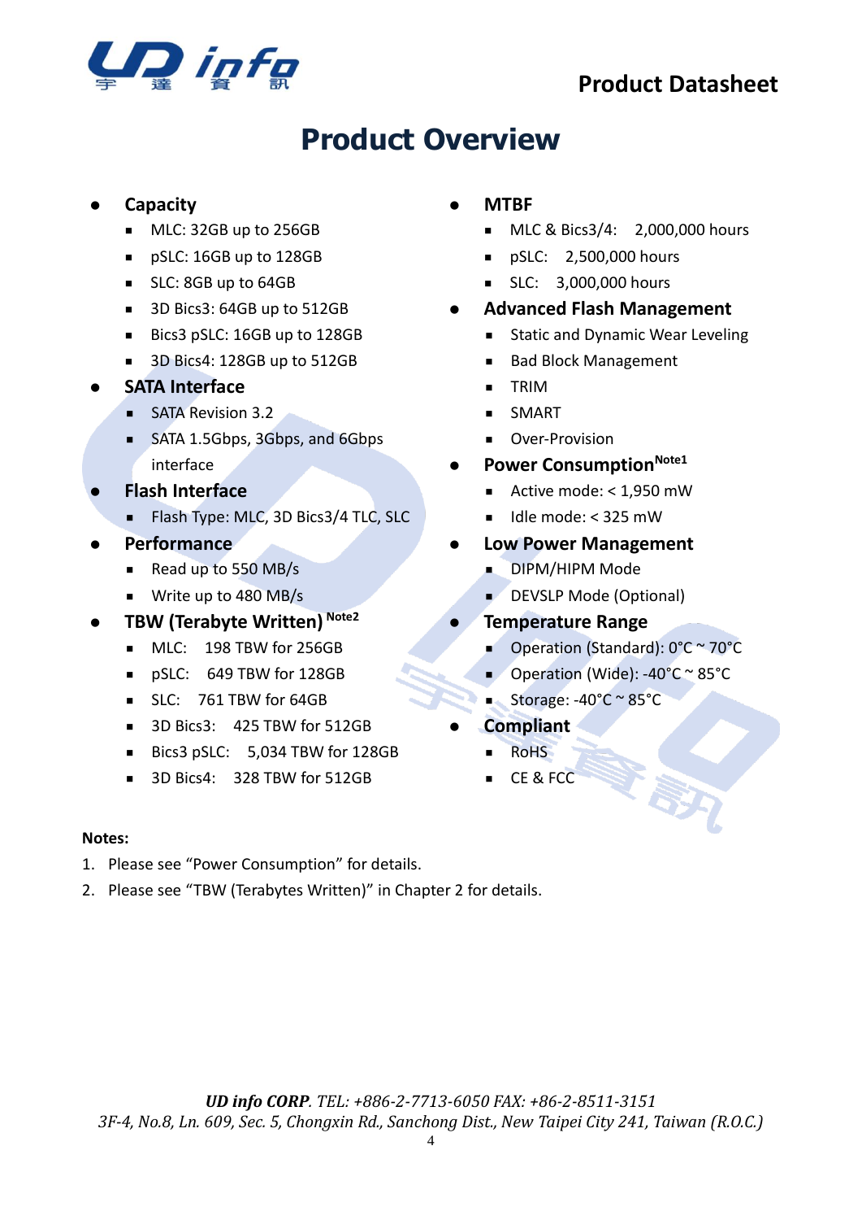# Product Overview

- **Capacity**
  - MLC: 32GB up to 256GB
  - pSLC: 16GB up to 128GB
  - SLC: 8GB up to 64GB
  - 3D Bics3: 64GB up to 512GB
  - Bics3 pSLC: 16GB up to 128GB
  - 3D Bics4: 128GB up to 512GB
- **SATA Interface**
  - SATA Revision 3.2
  - SATA 1.5Gbps, 3Gbps, and 6Gbps interface
- **Flash Interface**
  - Flash Type: MLC, 3D Bics3/4 TLC, SLC
- **Performance**
  - Read up to 550 MB/s
  - Write up to 480 MB/s
- **TBW (Terabyte Written)** [Note2]
  - MLC: 198 TBW for 256GB
  - pSLC: 649 TBW for 128GB
  - SLC: 761 TBW for 64GB
  - 3D Bics3: 425 TBW for 512GB
  - Bics3 pSLC: 5,034 TBW for 128GB
  - 3D Bics4: 328 TBW for 512GB
- **MTBF**
  - MLC & Bics3/4: 2,000,000 hours
  - pSLC: 2,500,000 hours
  - SLC: 3,000,000 hours
- **Advanced Flash Management**
  - Static and Dynamic Wear Leveling
  - Bad Block Management
  - TRIM
  - SMART
  - Over-Provision
- **Power Consumption** [Note1]
  - Active mode: < 1,950 mW
  - Idle mode: < 325 mW
- **Low Power Management**
  - DIPM/HIPM Mode
  - DEVSLP Mode (Optional)
- **Temperature Range**
  - Operation (Standard): 0°C ~ 70°C
  - Operation (Wide): -40°C ~ 85°C
  - Storage: -40°C ~ 85°C
- **Compliant**
  - RoHS
  - CE & FCC

**Notes:**

1. Please see “Power Consumption” for details.
2. Please see “TBW (Terabytes Written)” in Chapter 2 for details.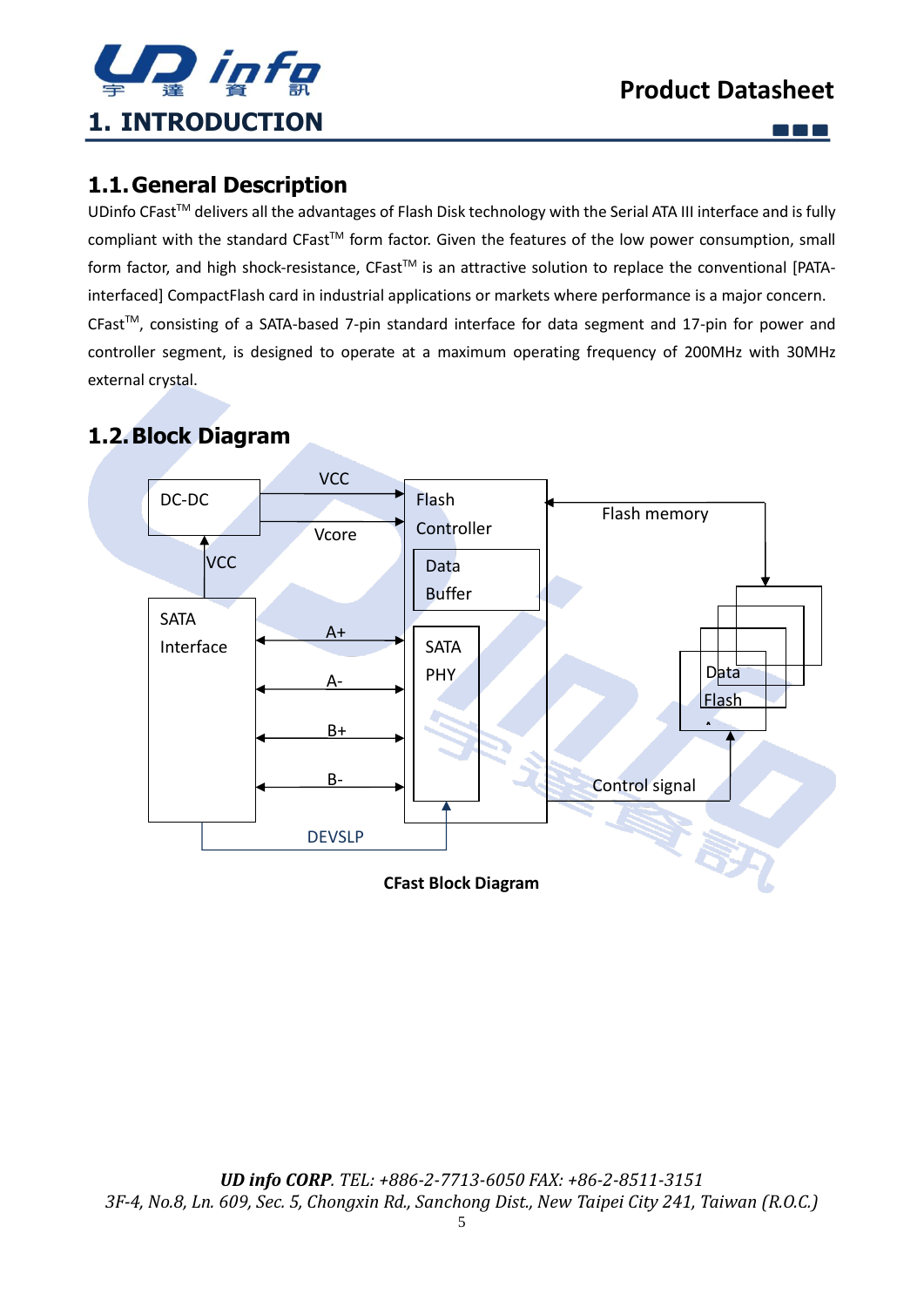# 1. INTRODUCTION

## 1.1. General Description

UDinfo CFast™ delivers all the advantages of Flash Disk technology with the Serial ATA III interface and is fully compliant with the standard CFast™ form factor. Given the features of the low power consumption, small form factor, and high shock-resistance, CFast™ is an attractive solution to replace the conventional [PATA-interfaced] CompactFlash card in industrial applications or markets where performance is a major concern. CFast™, consisting of a SATA-based 7-pin standard interface for data segment and 17-pin for power and controller segment, is designed to operate at a maximum operating frequency of 200MHz with 30MHz external crystal.

## 1.2. Block Diagram

DC-DC
VCC
Vcore
VCC
Flash Controller
Data Buffer
Flash memory
SATA Interface
A+
A-
B+
B-
SATA PHY
Data Flash
Control signal
DEVSLP

**CFast Block Diagram**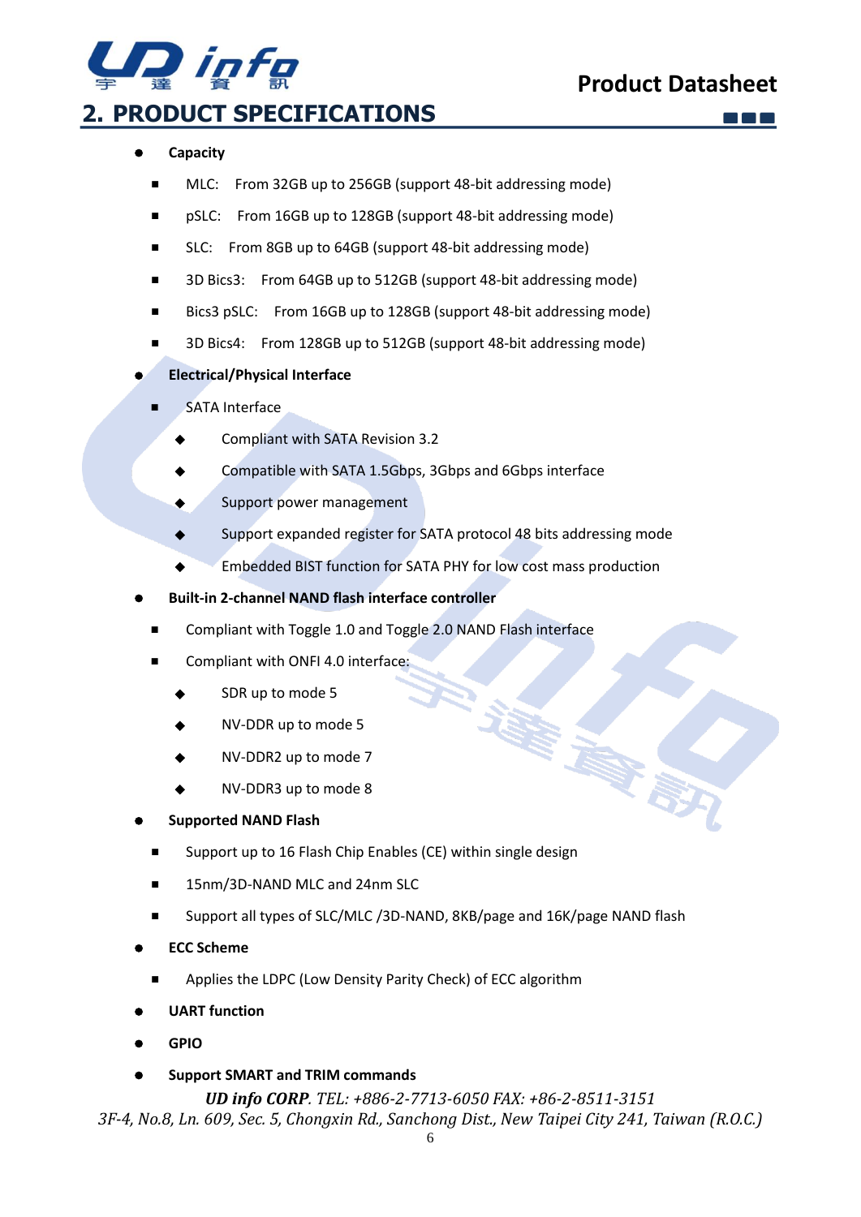# 2. PRODUCT SPECIFICATIONS

- **Capacity**
  - MLC: From 32GB up to 256GB (support 48-bit addressing mode)
  - pSLC: From 16GB up to 128GB (support 48-bit addressing mode)
  - SLC: From 8GB up to 64GB (support 48-bit addressing mode)
  - 3D Bics3: From 64GB up to 512GB (support 48-bit addressing mode)
  - Bics3 pSLC: From 16GB up to 128GB (support 48-bit addressing mode)
  - 3D Bics4: From 128GB up to 512GB (support 48-bit addressing mode)
- **Electrical/Physical Interface**
  - SATA Interface
    - Compliant with SATA Revision 3.2
    - Compatible with SATA 1.5Gbps, 3Gbps and 6Gbps interface
    - Support power management
    - Support expanded register for SATA protocol 48 bits addressing mode
    - Embedded BIST function for SATA PHY for low cost mass production
- **Built-in 2-channel NAND flash interface controller**
  - Compliant with Toggle 1.0 and Toggle 2.0 NAND Flash interface
  - Compliant with ONFI 4.0 interface:
    - SDR up to mode 5
    - NV-DDR up to mode 5
    - NV-DDR2 up to mode 7
    - NV-DDR3 up to mode 8
- **Supported NAND Flash**
  - Support up to 16 Flash Chip Enables (CE) within single design
  - 15nm/3D-NAND MLC and 24nm SLC
  - Support all types of SLC/MLC /3D-NAND, 8KB/page and 16K/page NAND flash
- **ECC Scheme**
  - Applies the LDPC (Low Density Parity Check) of ECC algorithm
- **UART function**
- **GPIO**
- **Support SMART and TRIM commands**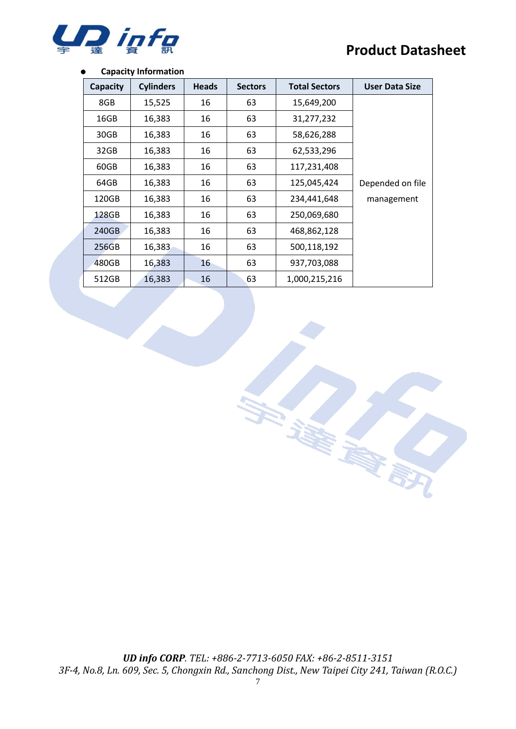- **Capacity Information**

| Capacity | Cylinders | Heads | Sectors | Total Sectors | User Data Size |
|---|---|---|---|---|---|
| 8GB | 15,525 | 16 | 63 | 15,649,200 | Depended on file management |
| 16GB | 16,383 | 16 | 63 | 31,277,232 | |
| 30GB | 16,383 | 16 | 63 | 58,626,288 | |
| 32GB | 16,383 | 16 | 63 | 62,533,296 | |
| 60GB | 16,383 | 16 | 63 | 117,231,408 | |
| 64GB | 16,383 | 16 | 63 | 125,045,424 | |
| 120GB | 16,383 | 16 | 63 | 234,441,648 | |
| 128GB | 16,383 | 16 | 63 | 250,069,680 | |
| 240GB | 16,383 | 16 | 63 | 468,862,128 | |
| 256GB | 16,383 | 16 | 63 | 500,118,192 | |
| 480GB | 16,383 | 16 | 63 | 937,703,088 | |
| 512GB | 16,383 | 16 | 63 | 1,000,215,216 | |

*UD info CORP. TEL: +886-2-7713-6050 FAX: +86-2-8511-3151*
*3F-4, No.8, Ln. 609, Sec. 5, Chongxin Rd., Sanchong Dist., New Taipei City 241, Taiwan (R.O.C.)*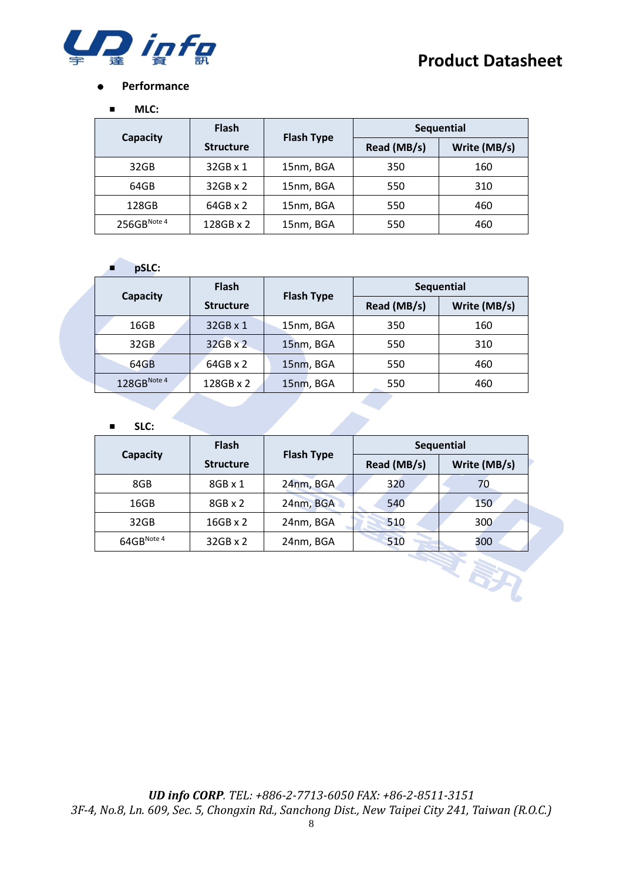- **Performance**

  - **MLC:**

| Capacity | Flash Structure | Flash Type | Sequential | |
|---|---|---|---|---|
| | | | Read (MB/s) | Write (MB/s) |
| 32GB | 32GB x 1 | 15nm, BGA | 350 | 160 |
| 64GB | 32GB x 2 | 15nm, BGA | 550 | 310 |
| 128GB | 64GB x 2 | 15nm, BGA | 550 | 460 |
| 256GB[Note 4] | 128GB x 2 | 15nm, BGA | 550 | 460 |

  - **pSLC:**

| Capacity | Flash Structure | Flash Type | Sequential | |
|---|---|---|---|---|
| | | | Read (MB/s) | Write (MB/s) |
| 16GB | 32GB x 1 | 15nm, BGA | 350 | 160 |
| 32GB | 32GB x 2 | 15nm, BGA | 550 | 310 |
| 64GB | 64GB x 2 | 15nm, BGA | 550 | 460 |
| 128GB[Note 4] | 128GB x 2 | 15nm, BGA | 550 | 460 |

  - **SLC:**

| Capacity | Flash Structure | Flash Type | Sequential | |
|---|---|---|---|---|
| | | | Read (MB/s) | Write (MB/s) |
| 8GB | 8GB x 1 | 24nm, BGA | 320 | 70 |
| 16GB | 8GB x 2 | 24nm, BGA | 540 | 150 |
| 32GB | 16GB x 2 | 24nm, BGA | 510 | 300 |
| 64GB[Note 4] | 32GB x 2 | 24nm, BGA | 510 | 300 |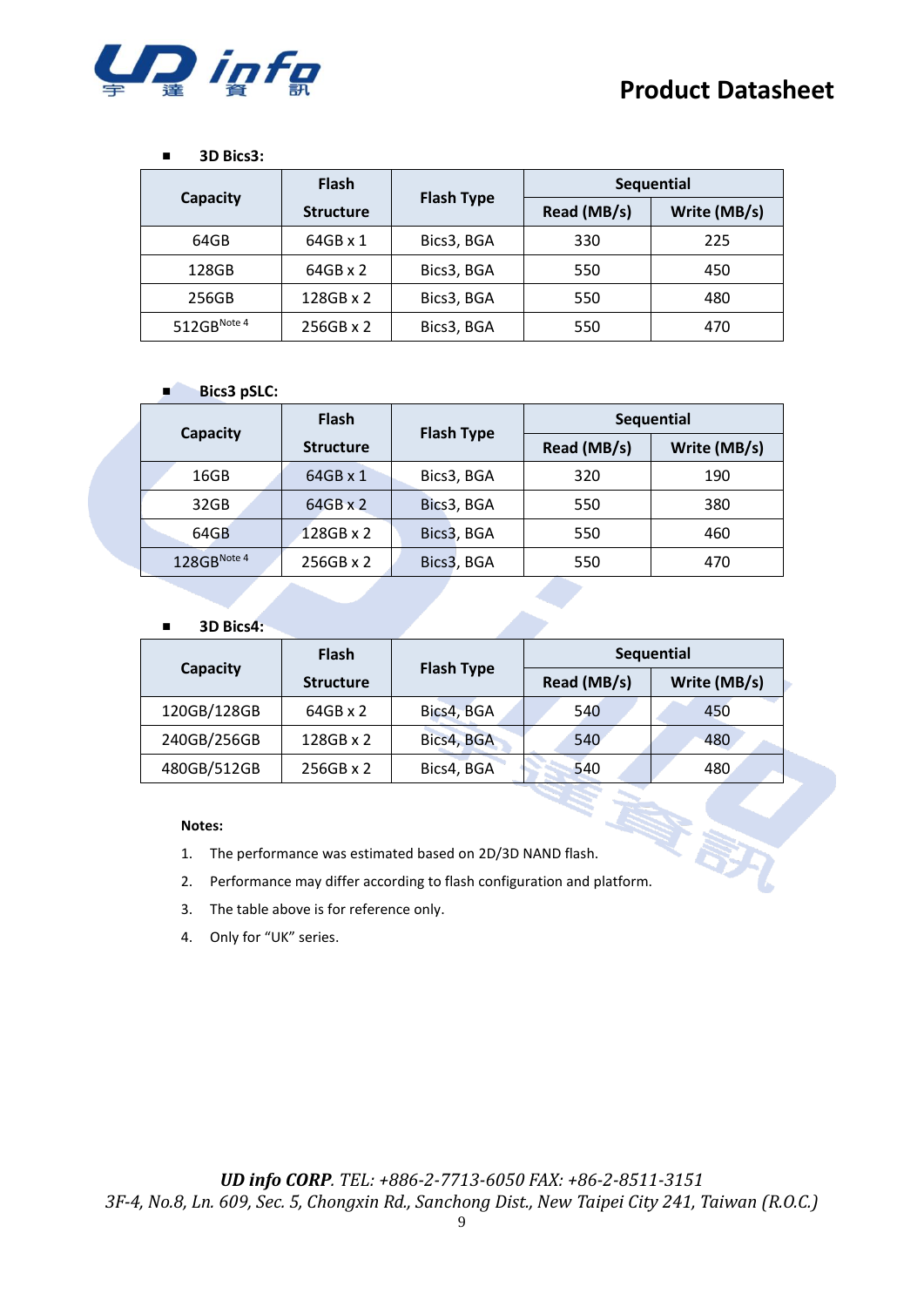- **3D Bics3:**

| Capacity | Flash Structure | Flash Type | Sequential | |
|---|---|---|---|---|
| | | | Read (MB/s) | Write (MB/s) |
| 64GB | 64GB x 1 | Bics3, BGA | 330 | 225 |
| 128GB | 64GB x 2 | Bics3, BGA | 550 | 450 |
| 256GB | 128GB x 2 | Bics3, BGA | 550 | 480 |
| 512GB[Note 4] | 256GB x 2 | Bics3, BGA | 550 | 470 |

- **Bics3 pSLC:**

| Capacity | Flash Structure | Flash Type | Sequential | |
|---|---|---|---|---|
| | | | Read (MB/s) | Write (MB/s) |
| 16GB | 64GB x 1 | Bics3, BGA | 320 | 190 |
| 32GB | 64GB x 2 | Bics3, BGA | 550 | 380 |
| 64GB | 128GB x 2 | Bics3, BGA | 550 | 460 |
| 128GB[Note 4] | 256GB x 2 | Bics3, BGA | 550 | 470 |

- **3D Bics4:**

| Capacity | Flash Structure | Flash Type | Sequential | |
|---|---|---|---|---|
| | | | Read (MB/s) | Write (MB/s) |
| 120GB/128GB | 64GB x 2 | Bics4, BGA | 540 | 450 |
| 240GB/256GB | 128GB x 2 | Bics4, BGA | 540 | 480 |
| 480GB/512GB | 256GB x 2 | Bics4, BGA | 540 | 480 |

**Notes:**

1. The performance was estimated based on 2D/3D NAND flash.
2. Performance may differ according to flash configuration and platform.
3. The table above is for reference only.
4. Only for "UK" series.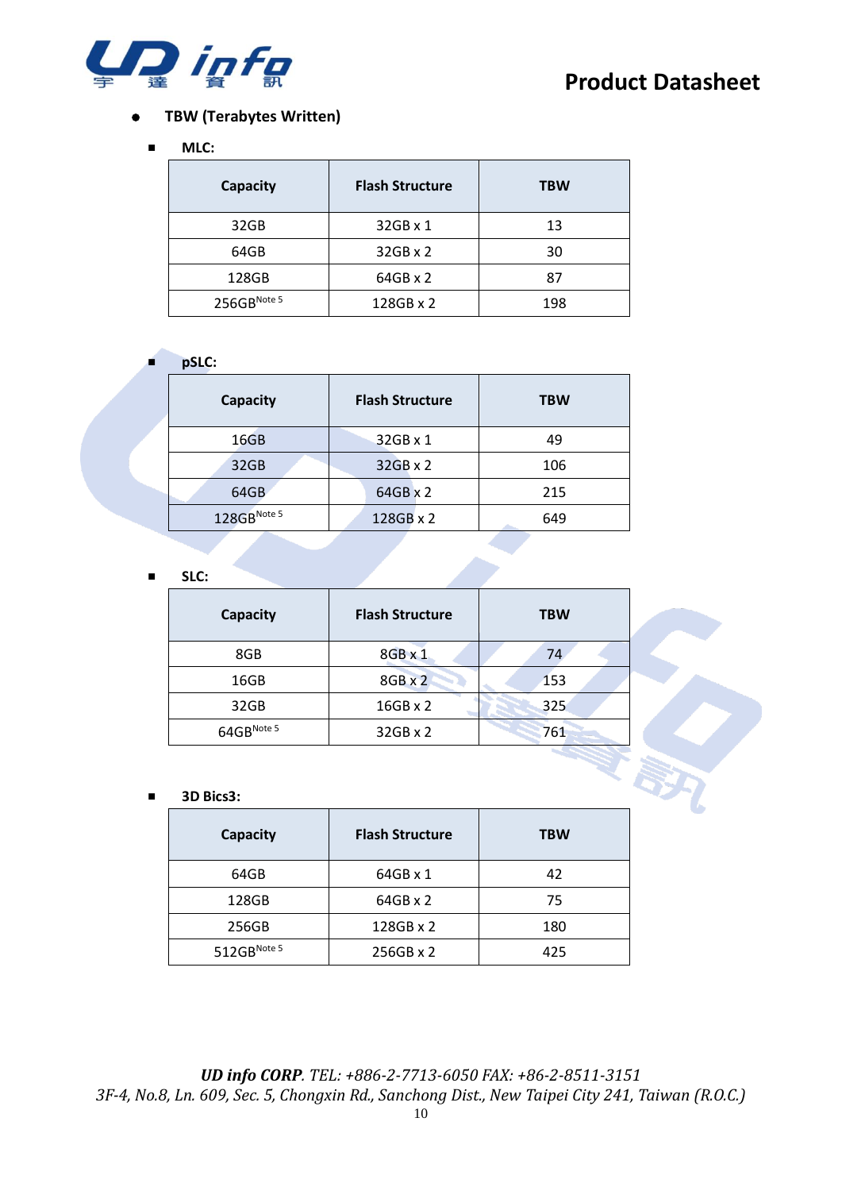- **TBW (Terabytes Written)**

  - **MLC:**

| Capacity | Flash Structure | TBW |
|---|---|---|
| 32GB | 32GB x 1 | 13 |
| 64GB | 32GB x 2 | 30 |
| 128GB | 64GB x 2 | 87 |
| 256GB[Note 5] | 128GB x 2 | 198 |

  - **pSLC:**

| Capacity | Flash Structure | TBW |
|---|---|---|
| 16GB | 32GB x 1 | 49 |
| 32GB | 32GB x 2 | 106 |
| 64GB | 64GB x 2 | 215 |
| 128GB[Note 5] | 128GB x 2 | 649 |

  - **SLC:**

| Capacity | Flash Structure | TBW |
|---|---|---|
| 8GB | 8GB x 1 | 74 |
| 16GB | 8GB x 2 | 153 |
| 32GB | 16GB x 2 | 325 |
| 64GB[Note 5] | 32GB x 2 | 761 |

  - **3D Bics3:**

| Capacity | Flash Structure | TBW |
|---|---|---|
| 64GB | 64GB x 1 | 42 |
| 128GB | 64GB x 2 | 75 |
| 256GB | 128GB x 2 | 180 |
| 512GB[Note 5] | 256GB x 2 | 425 |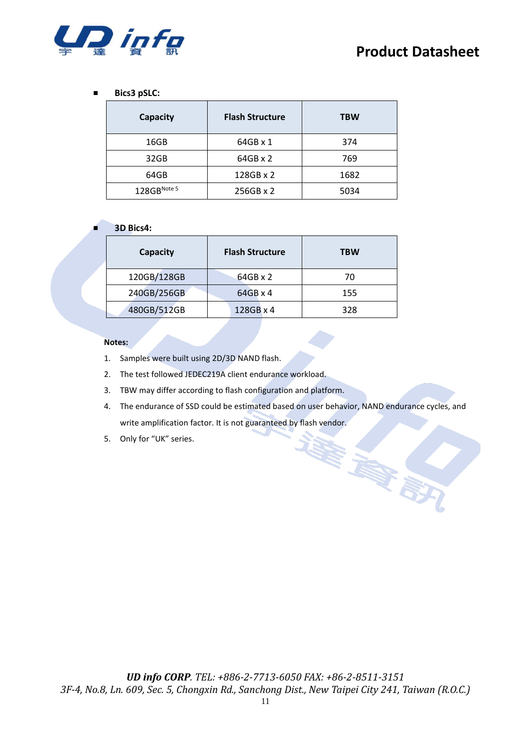- **Bics3 pSLC:**

| Capacity | Flash Structure | TBW |
|---|---|---|
| 16GB | 64GB x 1 | 374 |
| 32GB | 64GB x 2 | 769 |
| 64GB | 128GB x 2 | 1682 |
| 128GB[Note 5] | 256GB x 2 | 5034 |

- **3D Bics4:**

| Capacity | Flash Structure | TBW |
|---|---|---|
| 120GB/128GB | 64GB x 2 | 70 |
| 240GB/256GB | 64GB x 4 | 155 |
| 480GB/512GB | 128GB x 4 | 328 |

**Notes:**

1. Samples were built using 2D/3D NAND flash.
2. The test followed JEDEC219A client endurance workload.
3. TBW may differ according to flash configuration and platform.
4. The endurance of SSD could be estimated based on user behavior, NAND endurance cycles, and write amplification factor. It is not guaranteed by flash vendor.
5. Only for “UK” series.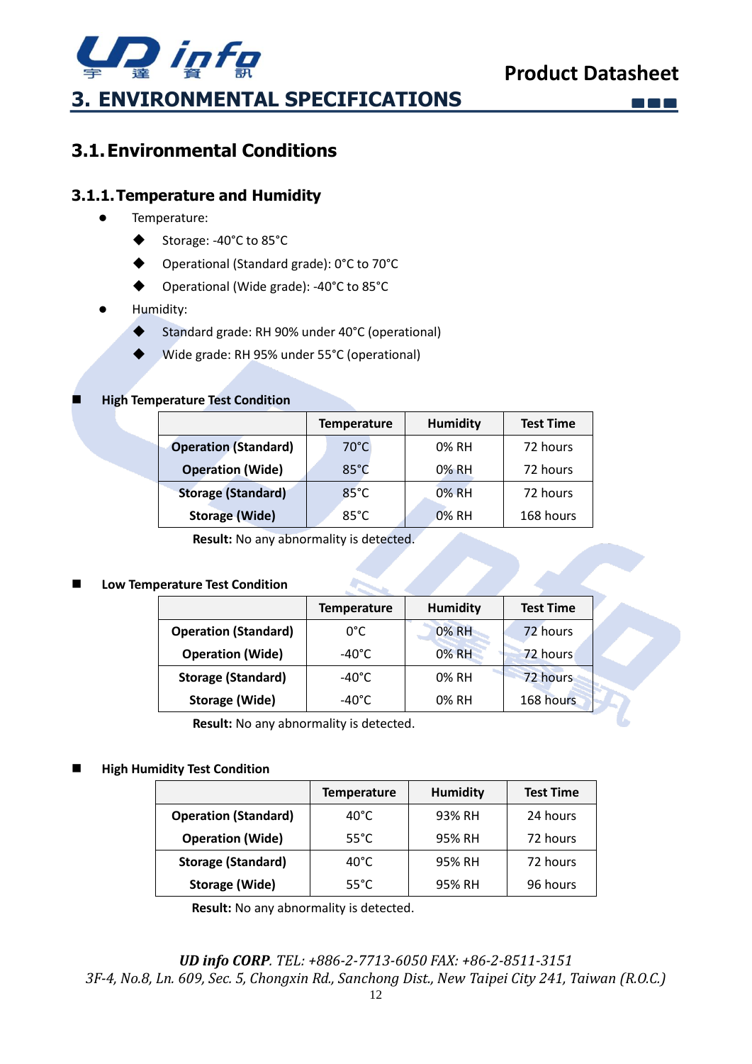# 3. ENVIRONMENTAL SPECIFICATIONS

## 3.1. Environmental Conditions

### 3.1.1. Temperature and Humidity

- Temperature:
  - Storage: -40°C to 85°C
  - Operational (Standard grade): 0°C to 70°C
  - Operational (Wide grade): -40°C to 85°C
- Humidity:
  - Standard grade: RH 90% under 40°C (operational)
  - Wide grade: RH 95% under 55°C (operational)

**High Temperature Test Condition**

| | Temperature | Humidity | Test Time |
|---|---|---|---|
| **Operation (Standard)** | 70°C | 0% RH | 72 hours |
| **Operation (Wide)** | 85°C | 0% RH | 72 hours |
| **Storage (Standard)** | 85°C | 0% RH | 72 hours |
| **Storage (Wide)** | 85°C | 0% RH | 168 hours |

**Result:** No any abnormality is detected.

**Low Temperature Test Condition**

| | Temperature | Humidity | Test Time |
|---|---|---|---|
| **Operation (Standard)** | 0°C | 0% RH | 72 hours |
| **Operation (Wide)** | -40°C | 0% RH | 72 hours |
| **Storage (Standard)** | -40°C | 0% RH | 72 hours |
| **Storage (Wide)** | -40°C | 0% RH | 168 hours |

**Result:** No any abnormality is detected.

**High Humidity Test Condition**

| | Temperature | Humidity | Test Time |
|---|---|---|---|
| **Operation (Standard)** | 40°C | 93% RH | 24 hours |
| **Operation (Wide)** | 55°C | 95% RH | 72 hours |
| **Storage (Standard)** | 40°C | 95% RH | 72 hours |
| **Storage (Wide)** | 55°C | 95% RH | 96 hours |

**Result:** No any abnormality is detected.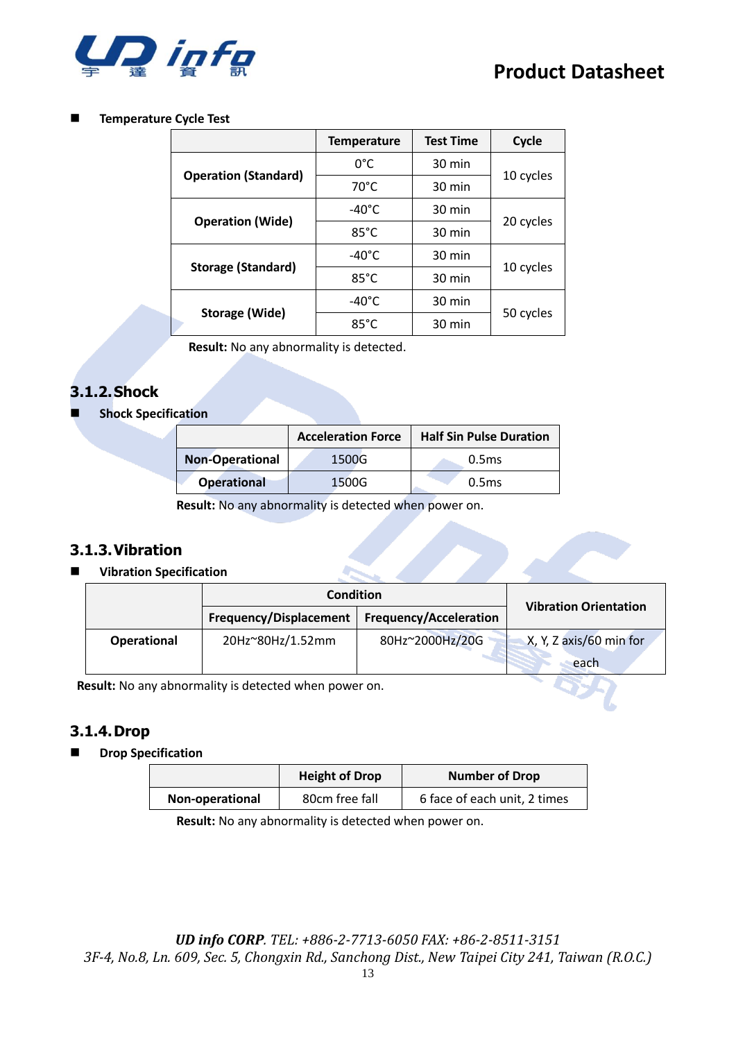- **Temperature Cycle Test**

| | Temperature | Test Time | Cycle |
|---|---|---|---|
| **Operation (Standard)** | 0°C | 30 min | 10 cycles |
| | 70°C | 30 min | |
| **Operation (Wide)** | -40°C | 30 min | 20 cycles |
| | 85°C | 30 min | |
| **Storage (Standard)** | -40°C | 30 min | 10 cycles |
| | 85°C | 30 min | |
| **Storage (Wide)** | -40°C | 30 min | 50 cycles |
| | 85°C | 30 min | |

**Result:** No any abnormality is detected.

### 3.1.2. Shock

- **Shock Specification**

| | Acceleration Force | Half Sin Pulse Duration |
|---|---|---|
| **Non-Operational** | 1500G | 0.5ms |
| **Operational** | 1500G | 0.5ms |

**Result:** No any abnormality is detected when power on.

### 3.1.3. Vibration

- **Vibration Specification**

| | Condition | | Vibration Orientation |
|---|---|---|---|
| | Frequency/Displacement | Frequency/Acceleration | |
| **Operational** | 20Hz~80Hz/1.52mm | 80Hz~2000Hz/20G | X, Y, Z axis/60 min for each |

**Result:** No any abnormality is detected when power on.

### 3.1.4. Drop

- **Drop Specification**

| | Height of Drop | Number of Drop |
|---|---|---|
| **Non-operational** | 80cm free fall | 6 face of each unit, 2 times |

**Result:** No any abnormality is detected when power on.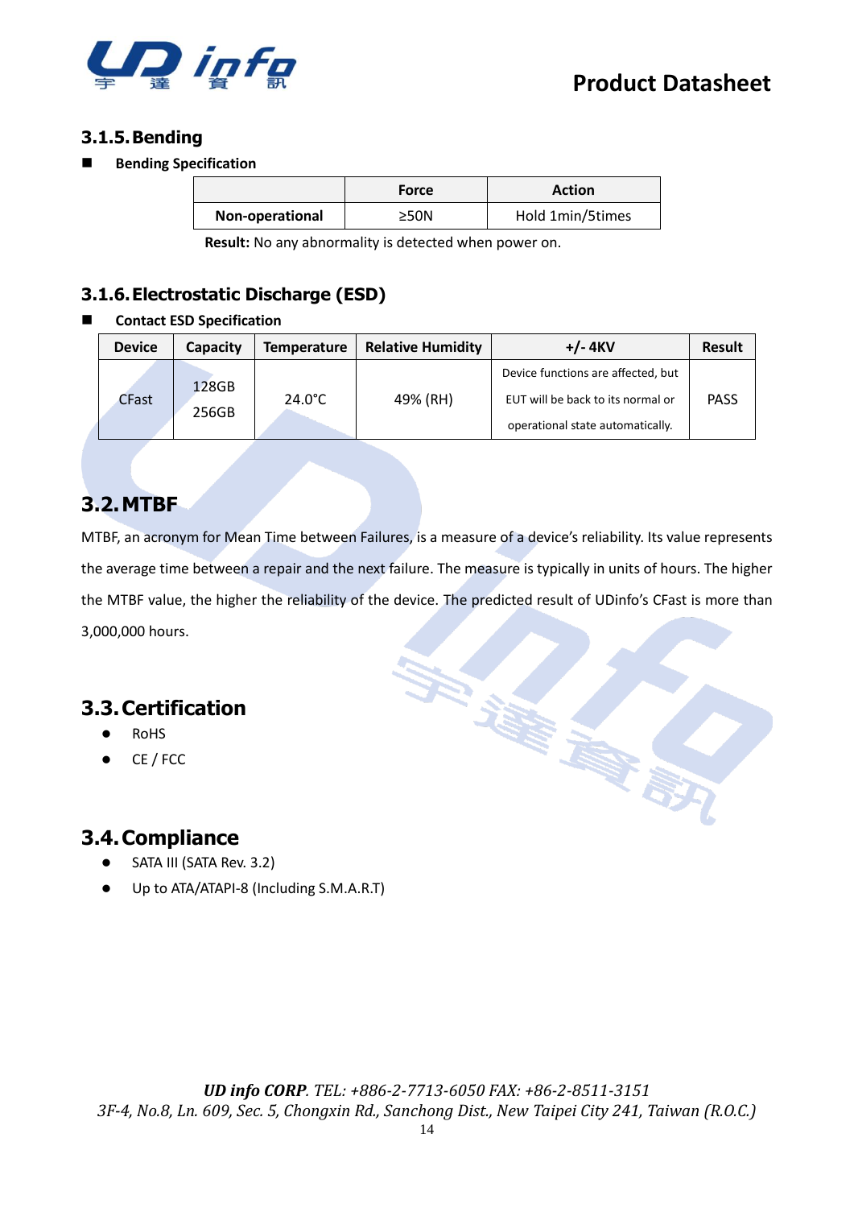### 3.1.5. Bending

- **Bending Specification**

| | Force | Action |
|---|---|---|
| **Non-operational** | ≥50N | Hold 1min/5times |

**Result:** No any abnormality is detected when power on.

### 3.1.6. Electrostatic Discharge (ESD)

- **Contact ESD Specification**

| Device | Capacity | Temperature | Relative Humidity | +/- 4KV | Result |
|---|---|---|---|---|---|
| CFast | 128GB<br>256GB | 24.0°C | 49% (RH) | Device functions are affected, but EUT will be back to its normal or operational state automatically. | PASS |

## 3.2. MTBF

MTBF, an acronym for Mean Time between Failures, is a measure of a device's reliability. Its value represents the average time between a repair and the next failure. The measure is typically in units of hours. The higher the MTBF value, the higher the reliability of the device. The predicted result of UDinfo's CFast is more than 3,000,000 hours.

## 3.3. Certification

- RoHS
- CE / FCC

## 3.4. Compliance

- SATA III (SATA Rev. 3.2)
- Up to ATA/ATAPI-8 (Including S.M.A.R.T)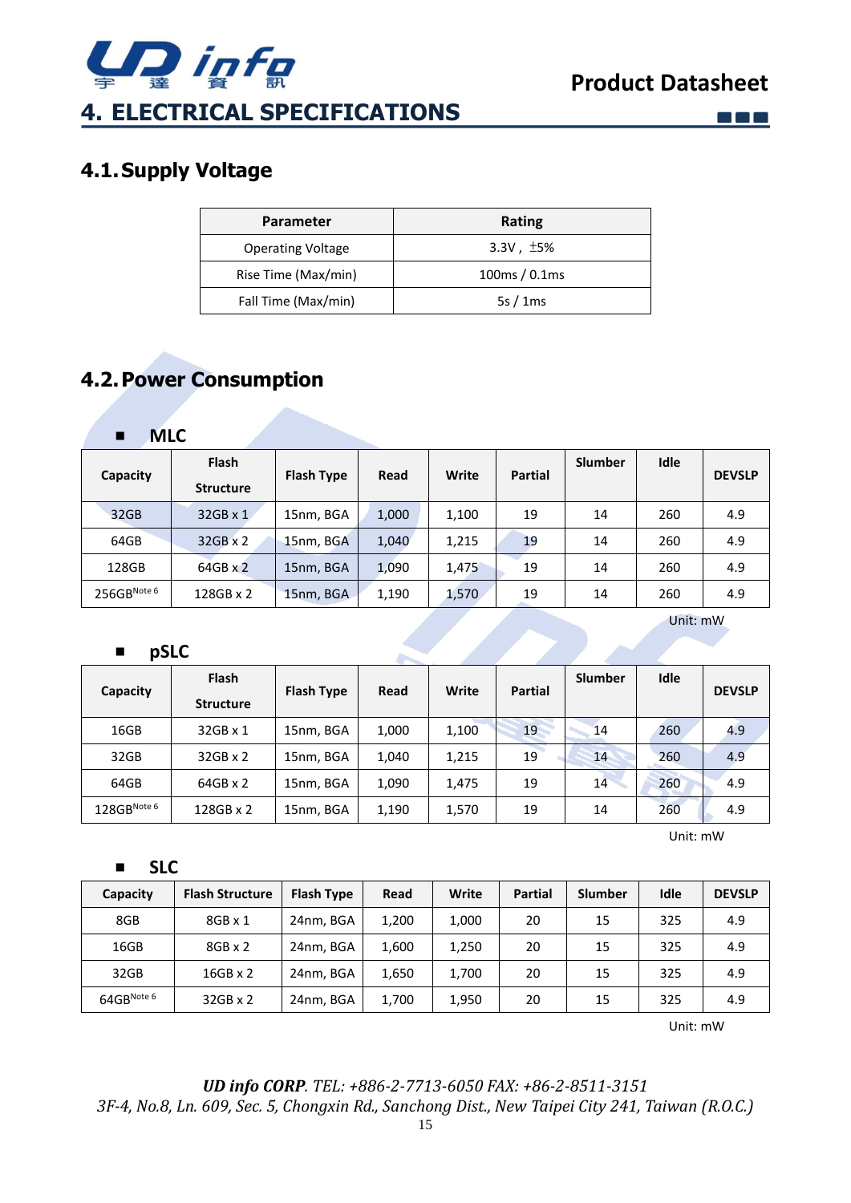# 4. ELECTRICAL SPECIFICATIONS

## 4.1. Supply Voltage

| Parameter | Rating |
|---|---|
| Operating Voltage | 3.3V , ±5% |
| Rise Time (Max/min) | 100ms / 0.1ms |
| Fall Time (Max/min) | 5s / 1ms |

## 4.2. Power Consumption

- **MLC**

| Capacity | Flash Structure | Flash Type | Read | Write | Partial | Slumber | Idle | DEVSLP |
|---|---|---|---|---|---|---|---|---|
| 32GB | 32GB x 1 | 15nm, BGA | 1,000 | 1,100 | 19 | 14 | 260 | 4.9 |
| 64GB | 32GB x 2 | 15nm, BGA | 1,040 | 1,215 | 19 | 14 | 260 | 4.9 |
| 128GB | 64GB x 2 | 15nm, BGA | 1,090 | 1,475 | 19 | 14 | 260 | 4.9 |
| 256GB Note 6 | 128GB x 2 | 15nm, BGA | 1,190 | 1,570 | 19 | 14 | 260 | 4.9 |

Unit: mW

- **pSLC**

| Capacity | Flash Structure | Flash Type | Read | Write | Partial | Slumber | Idle | DEVSLP |
|---|---|---|---|---|---|---|---|---|
| 16GB | 32GB x 1 | 15nm, BGA | 1,000 | 1,100 | 19 | 14 | 260 | 4.9 |
| 32GB | 32GB x 2 | 15nm, BGA | 1,040 | 1,215 | 19 | 14 | 260 | 4.9 |
| 64GB | 64GB x 2 | 15nm, BGA | 1,090 | 1,475 | 19 | 14 | 260 | 4.9 |
| 128GB Note 6 | 128GB x 2 | 15nm, BGA | 1,190 | 1,570 | 19 | 14 | 260 | 4.9 |

Unit: mW

- **SLC**

| Capacity | Flash Structure | Flash Type | Read | Write | Partial | Slumber | Idle | DEVSLP |
|---|---|---|---|---|---|---|---|---|
| 8GB | 8GB x 1 | 24nm, BGA | 1,200 | 1,000 | 20 | 15 | 325 | 4.9 |
| 16GB | 8GB x 2 | 24nm, BGA | 1,600 | 1,250 | 20 | 15 | 325 | 4.9 |
| 32GB | 16GB x 2 | 24nm, BGA | 1,650 | 1,700 | 20 | 15 | 325 | 4.9 |
| 64GB Note 6 | 32GB x 2 | 24nm, BGA | 1,700 | 1,950 | 20 | 15 | 325 | 4.9 |

Unit: mW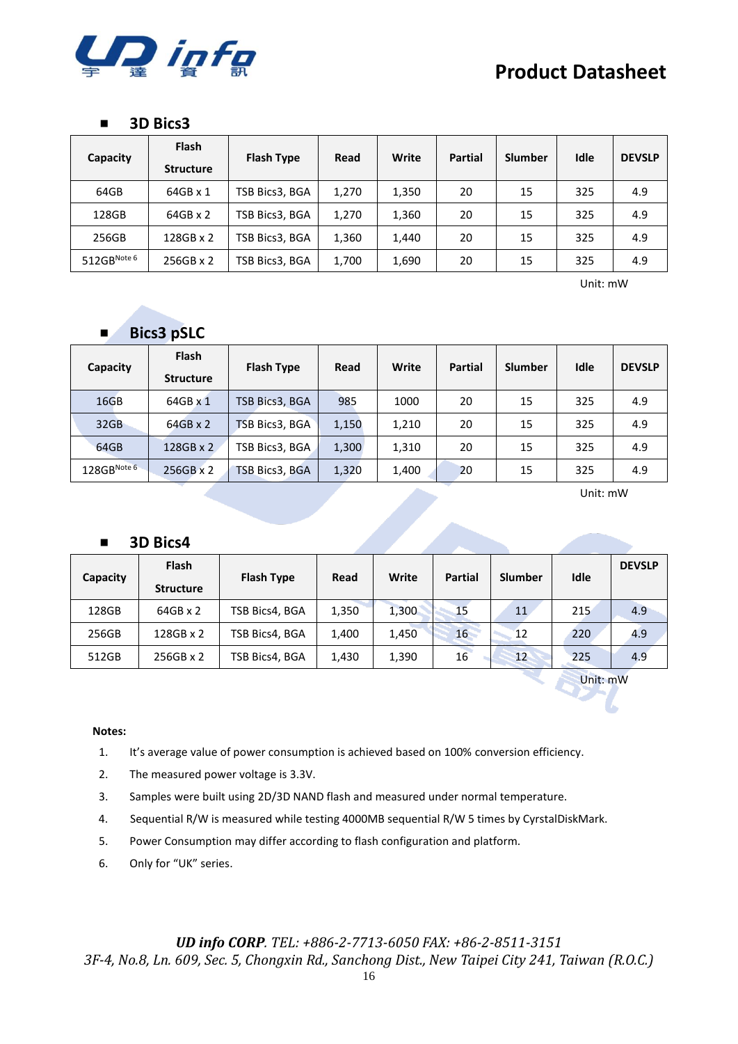## 3D Bics3

| Capacity | Flash Structure | Flash Type | Read | Write | Partial | Slumber | Idle | DEVSLP |
|---|---|---|---|---|---|---|---|---|
| 64GB | 64GB x 1 | TSB Bics3, BGA | 1,270 | 1,350 | 20 | 15 | 325 | 4.9 |
| 128GB | 64GB x 2 | TSB Bics3, BGA | 1,270 | 1,360 | 20 | 15 | 325 | 4.9 |
| 256GB | 128GB x 2 | TSB Bics3, BGA | 1,360 | 1,440 | 20 | 15 | 325 | 4.9 |
| 512GB[Note 6] | 256GB x 2 | TSB Bics3, BGA | 1,700 | 1,690 | 20 | 15 | 325 | 4.9 |

Unit: mW

## Bics3 pSLC

| Capacity | Flash Structure | Flash Type | Read | Write | Partial | Slumber | Idle | DEVSLP |
|---|---|---|---|---|---|---|---|---|
| 16GB | 64GB x 1 | TSB Bics3, BGA | 985 | 1000 | 20 | 15 | 325 | 4.9 |
| 32GB | 64GB x 2 | TSB Bics3, BGA | 1,150 | 1,210 | 20 | 15 | 325 | 4.9 |
| 64GB | 128GB x 2 | TSB Bics3, BGA | 1,300 | 1,310 | 20 | 15 | 325 | 4.9 |
| 128GB[Note 6] | 256GB x 2 | TSB Bics3, BGA | 1,320 | 1,400 | 20 | 15 | 325 | 4.9 |

Unit: mW

## 3D Bics4

| Capacity | Flash Structure | Flash Type | Read | Write | Partial | Slumber | Idle | DEVSLP |
|---|---|---|---|---|---|---|---|---|
| 128GB | 64GB x 2 | TSB Bics4, BGA | 1,350 | 1,300 | 15 | 11 | 215 | 4.9 |
| 256GB | 128GB x 2 | TSB Bics4, BGA | 1,400 | 1,450 | 16 | 12 | 220 | 4.9 |
| 512GB | 256GB x 2 | TSB Bics4, BGA | 1,430 | 1,390 | 16 | 12 | 225 | 4.9 |

Unit: mW

**Notes:**

1. It's average value of power consumption is achieved based on 100% conversion efficiency.
2. The measured power voltage is 3.3V.
3. Samples were built using 2D/3D NAND flash and measured under normal temperature.
4. Sequential R/W is measured while testing 4000MB sequential R/W 5 times by CyrstalDiskMark.
5. Power Consumption may differ according to flash configuration and platform.
6. Only for "UK" series.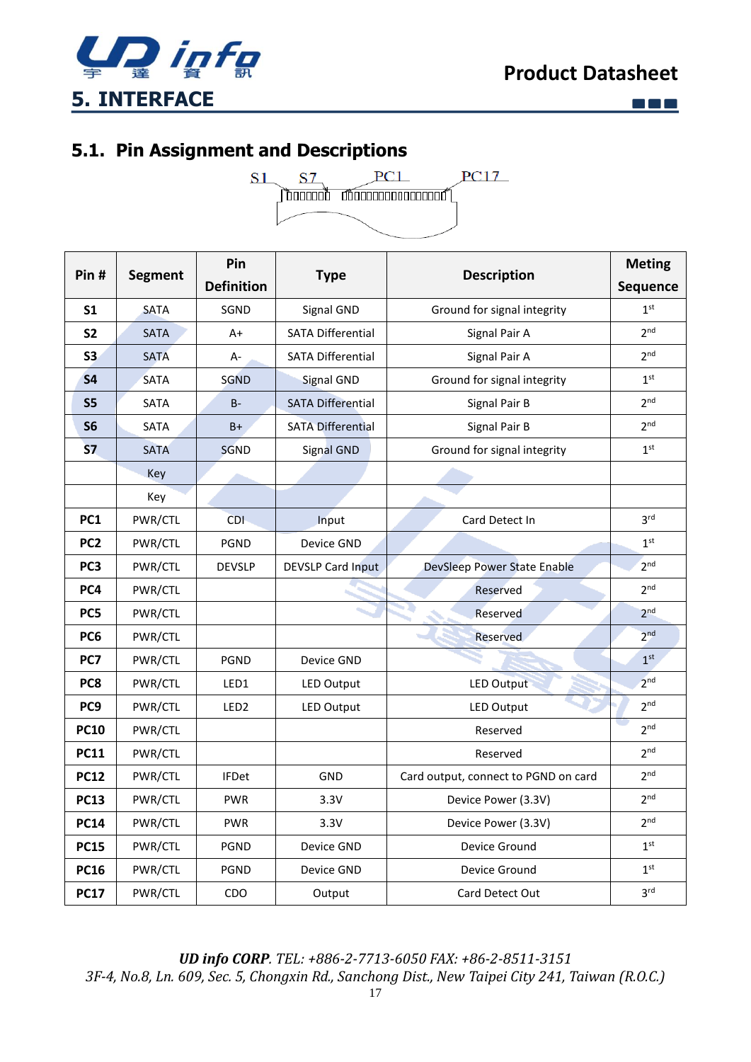# 5. INTERFACE

## 5.1. Pin Assignment and Descriptions

S1 S7 PC1 PC17

| Pin # | Segment | Pin Definition | Type | Description | Meting Sequence |
|---|---|---|---|---|---|
| S1 | SATA | SGND | Signal GND | Ground for signal integrity | 1st |
| S2 | SATA | A+ | SATA Differential | Signal Pair A | 2nd |
| S3 | SATA | A- | SATA Differential | Signal Pair A | 2nd |
| S4 | SATA | SGND | Signal GND | Ground for signal integrity | 1st |
| S5 | SATA | B- | SATA Differential | Signal Pair B | 2nd |
| S6 | SATA | B+ | SATA Differential | Signal Pair B | 2nd |
| S7 | SATA | SGND | Signal GND | Ground for signal integrity | 1st |
| | Key | | | | |
| | Key | | | | |
| PC1 | PWR/CTL | CDI | Input | Card Detect In | 3rd |
| PC2 | PWR/CTL | PGND | Device GND | | 1st |
| PC3 | PWR/CTL | DEVSLP | DEVSLP Card Input | DevSleep Power State Enable | 2nd |
| PC4 | PWR/CTL | | | Reserved | 2nd |
| PC5 | PWR/CTL | | | Reserved | 2nd |
| PC6 | PWR/CTL | | | Reserved | 2nd |
| PC7 | PWR/CTL | PGND | Device GND | | 1st |
| PC8 | PWR/CTL | LED1 | LED Output | LED Output | 2nd |
| PC9 | PWR/CTL | LED2 | LED Output | LED Output | 2nd |
| PC10 | PWR/CTL | | | Reserved | 2nd |
| PC11 | PWR/CTL | | | Reserved | 2nd |
| PC12 | PWR/CTL | IFDet | GND | Card output, connect to PGND on card | 2nd |
| PC13 | PWR/CTL | PWR | 3.3V | Device Power (3.3V) | 2nd |
| PC14 | PWR/CTL | PWR | 3.3V | Device Power (3.3V) | 2nd |
| PC15 | PWR/CTL | PGND | Device GND | Device Ground | 1st |
| PC16 | PWR/CTL | PGND | Device GND | Device Ground | 1st |
| PC17 | PWR/CTL | CDO | Output | Card Detect Out | 3rd |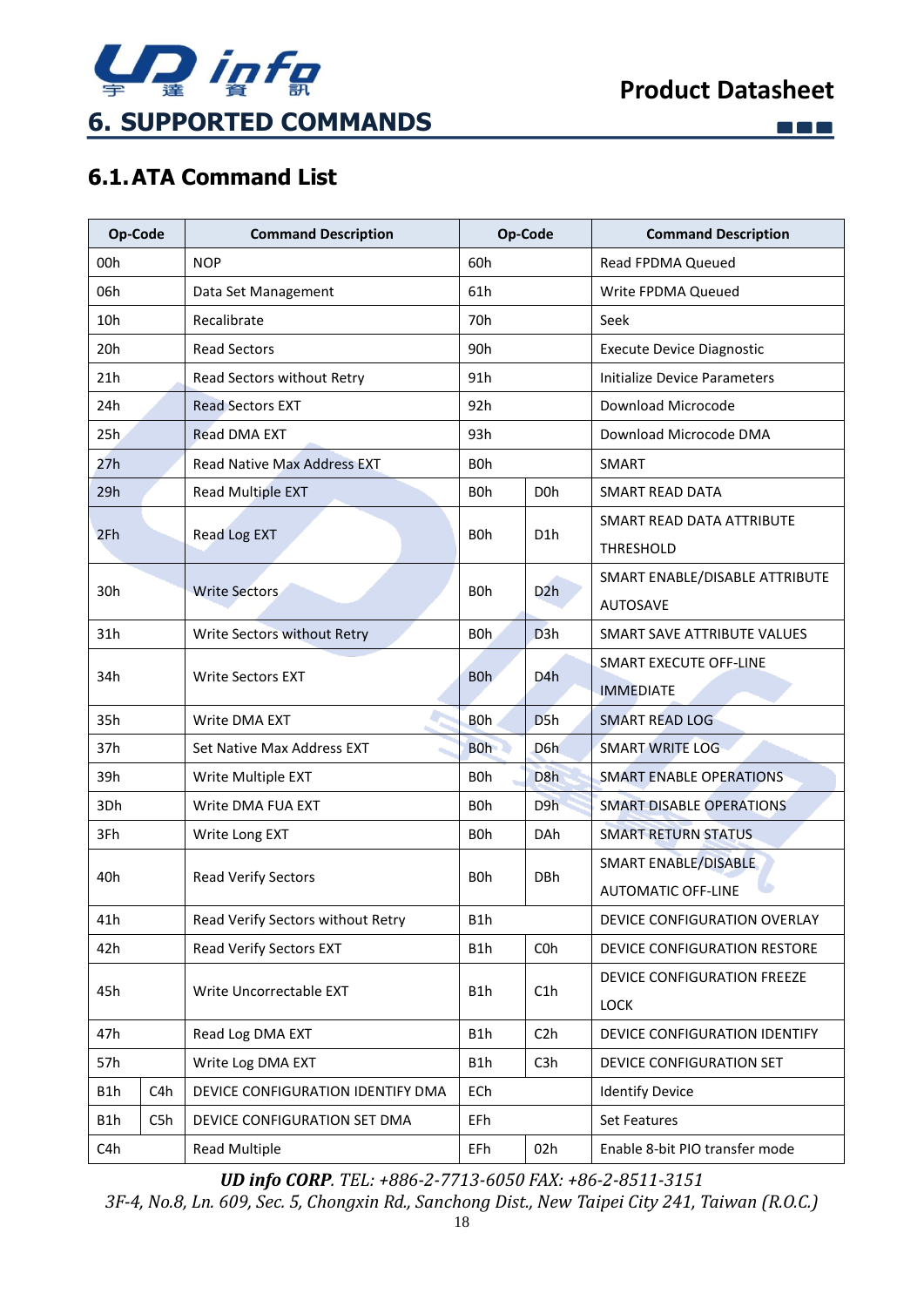## 6. SUPPORTED COMMANDS

### 6.1. ATA Command List

| Op-Code | | Command Description | Op-Code | | Command Description |
|---|---|---|---|---|---|
| 00h | | NOP | 60h | | Read FPDMA Queued |
| 06h | | Data Set Management | 61h | | Write FPDMA Queued |
| 10h | | Recalibrate | 70h | | Seek |
| 20h | | Read Sectors | 90h | | Execute Device Diagnostic |
| 21h | | Read Sectors without Retry | 91h | | Initialize Device Parameters |
| 24h | | Read Sectors EXT | 92h | | Download Microcode |
| 25h | | Read DMA EXT | 93h | | Download Microcode DMA |
| 27h | | Read Native Max Address EXT | B0h | | SMART |
| 29h | | Read Multiple EXT | B0h | D0h | SMART READ DATA |
| 2Fh | | Read Log EXT | B0h | D1h | SMART READ DATA ATTRIBUTE THRESHOLD |
| 30h | | Write Sectors | B0h | D2h | SMART ENABLE/DISABLE ATTRIBUTE AUTOSAVE |
| 31h | | Write Sectors without Retry | B0h | D3h | SMART SAVE ATTRIBUTE VALUES |
| 34h | | Write Sectors EXT | B0h | D4h | SMART EXECUTE OFF-LINE IMMEDIATE |
| 35h | | Write DMA EXT | B0h | D5h | SMART READ LOG |
| 37h | | Set Native Max Address EXT | B0h | D6h | SMART WRITE LOG |
| 39h | | Write Multiple EXT | B0h | D8h | SMART ENABLE OPERATIONS |
| 3Dh | | Write DMA FUA EXT | B0h | D9h | SMART DISABLE OPERATIONS |
| 3Fh | | Write Long EXT | B0h | DAh | SMART RETURN STATUS |
| 40h | | Read Verify Sectors | B0h | DBh | SMART ENABLE/DISABLE AUTOMATIC OFF-LINE |
| 41h | | Read Verify Sectors without Retry | B1h | | DEVICE CONFIGURATION OVERLAY |
| 42h | | Read Verify Sectors EXT | B1h | C0h | DEVICE CONFIGURATION RESTORE |
| 45h | | Write Uncorrectable EXT | B1h | C1h | DEVICE CONFIGURATION FREEZE LOCK |
| 47h | | Read Log DMA EXT | B1h | C2h | DEVICE CONFIGURATION IDENTIFY |
| 57h | | Write Log DMA EXT | B1h | C3h | DEVICE CONFIGURATION SET |
| B1h | C4h | DEVICE CONFIGURATION IDENTIFY DMA | ECh | | Identify Device |
| B1h | C5h | DEVICE CONFIGURATION SET DMA | EFh | | Set Features |
| C4h | | Read Multiple | EFh | 02h | Enable 8-bit PIO transfer mode |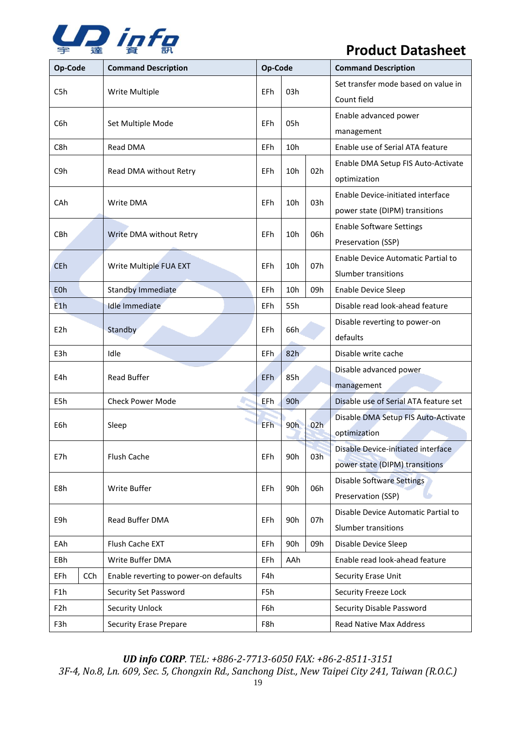| Op-Code | | Command Description | Op-Code | | | Command Description |
|---|---|---|---|---|---|---|
| C5h | | Write Multiple | EFh | 03h | | Set transfer mode based on value in Count field |
| C6h | | Set Multiple Mode | EFh | 05h | | Enable advanced power management |
| C8h | | Read DMA | EFh | 10h | | Enable use of Serial ATA feature |
| C9h | | Read DMA without Retry | EFh | 10h | 02h | Enable DMA Setup FIS Auto-Activate optimization |
| CAh | | Write DMA | EFh | 10h | 03h | Enable Device-initiated interface power state (DIPM) transitions |
| CBh | | Write DMA without Retry | EFh | 10h | 06h | Enable Software Settings Preservation (SSP) |
| CEh | | Write Multiple FUA EXT | EFh | 10h | 07h | Enable Device Automatic Partial to Slumber transitions |
| E0h | | Standby Immediate | EFh | 10h | 09h | Enable Device Sleep |
| E1h | | Idle Immediate | EFh | 55h | | Disable read look-ahead feature |
| E2h | | Standby | EFh | 66h | | Disable reverting to power-on defaults |
| E3h | | Idle | EFh | 82h | | Disable write cache |
| E4h | | Read Buffer | EFh | 85h | | Disable advanced power management |
| E5h | | Check Power Mode | EFh | 90h | | Disable use of Serial ATA feature set |
| E6h | | Sleep | EFh | 90h | 02h | Disable DMA Setup FIS Auto-Activate optimization |
| E7h | | Flush Cache | EFh | 90h | 03h | Disable Device-initiated interface power state (DIPM) transitions |
| E8h | | Write Buffer | EFh | 90h | 06h | Disable Software Settings Preservation (SSP) |
| E9h | | Read Buffer DMA | EFh | 90h | 07h | Disable Device Automatic Partial to Slumber transitions |
| EAh | | Flush Cache EXT | EFh | 90h | 09h | Disable Device Sleep |
| EBh | | Write Buffer DMA | EFh | AAh | | Enable read look-ahead feature |
| EFh | CCh | Enable reverting to power-on defaults | F4h | | | Security Erase Unit |
| F1h | | Security Set Password | F5h | | | Security Freeze Lock |
| F2h | | Security Unlock | F6h | | | Security Disable Password |
| F3h | | Security Erase Prepare | F8h | | | Read Native Max Address |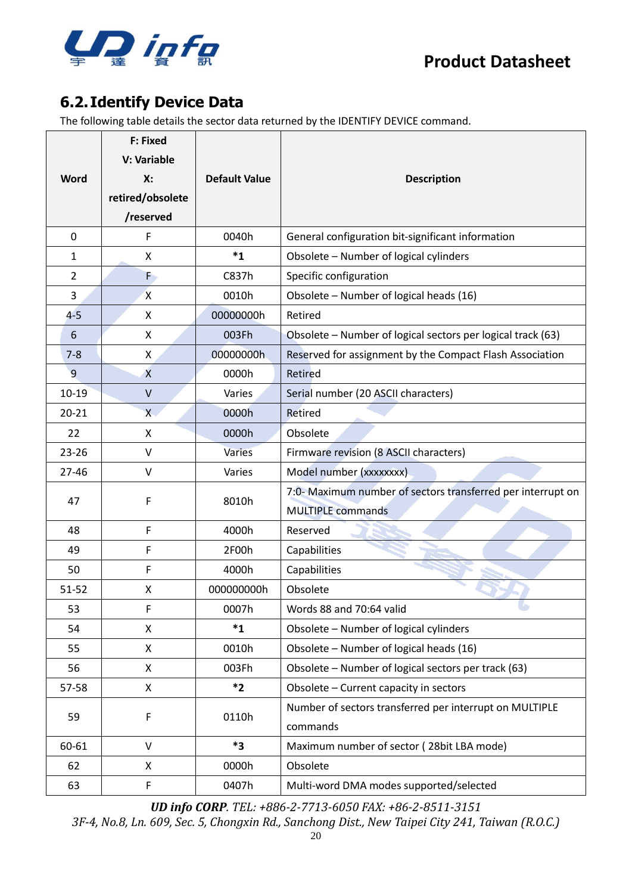## 6.2. Identify Device Data

The following table details the sector data returned by the IDENTIFY DEVICE command.

| Word | F: Fixed V: Variable X: retired/obsolete /reserved | Default Value | Description |
|---|---|---|---|
| 0 | F | 0040h | General configuration bit-significant information |
| 1 | X | *1 | Obsolete – Number of logical cylinders |
| 2 | F | C837h | Specific configuration |
| 3 | X | 0010h | Obsolete – Number of logical heads (16) |
| 4-5 | X | 00000000h | Retired |
| 6 | X | 003Fh | Obsolete – Number of logical sectors per logical track (63) |
| 7-8 | X | 00000000h | Reserved for assignment by the Compact Flash Association |
| 9 | X | 0000h | Retired |
| 10-19 | V | Varies | Serial number (20 ASCII characters) |
| 20-21 | X | 0000h | Retired |
| 22 | X | 0000h | Obsolete |
| 23-26 | V | Varies | Firmware revision (8 ASCII characters) |
| 27-46 | V | Varies | Model number (xxxxxxxx) |
| 47 | F | 8010h | 7:0- Maximum number of sectors transferred per interrupt on MULTIPLE commands |
| 48 | F | 4000h | Reserved |
| 49 | F | 2F00h | Capabilities |
| 50 | F | 4000h | Capabilities |
| 51-52 | X | 000000000h | Obsolete |
| 53 | F | 0007h | Words 88 and 70:64 valid |
| 54 | X | *1 | Obsolete – Number of logical cylinders |
| 55 | X | 0010h | Obsolete – Number of logical heads (16) |
| 56 | X | 003Fh | Obsolete – Number of logical sectors per track (63) |
| 57-58 | X | *2 | Obsolete – Current capacity in sectors |
| 59 | F | 0110h | Number of sectors transferred per interrupt on MULTIPLE commands |
| 60-61 | V | *3 | Maximum number of sector ( 28bit LBA mode) |
| 62 | X | 0000h | Obsolete |
| 63 | F | 0407h | Multi-word DMA modes supported/selected |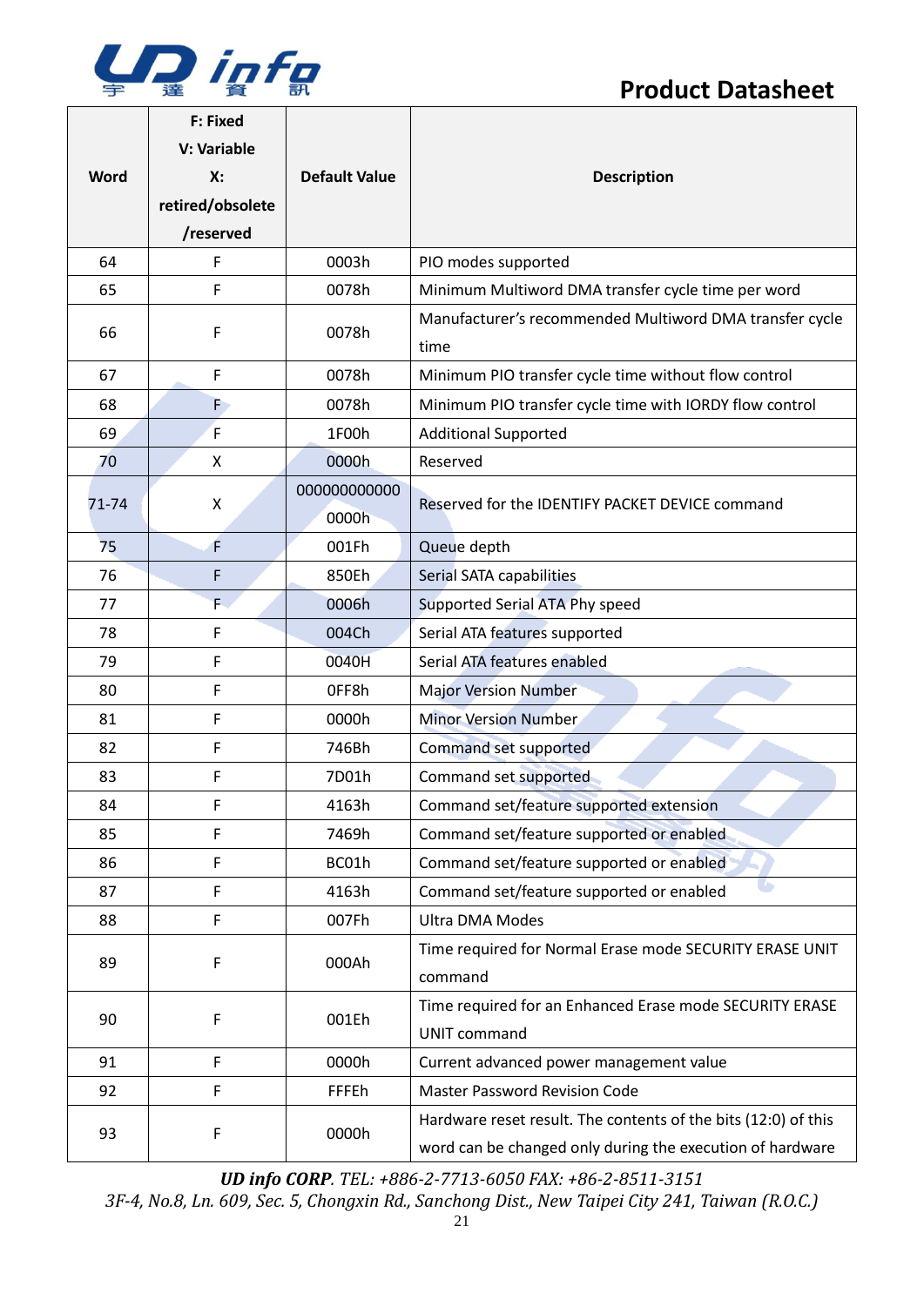| Word | F: Fixed<br>V: Variable<br>X: retired/obsolete /reserved | Default Value | Description |
|---|---|---|---|
| 64 | F | 0003h | PIO modes supported |
| 65 | F | 0078h | Minimum Multiword DMA transfer cycle time per word |
| 66 | F | 0078h | Manufacturer's recommended Multiword DMA transfer cycle time |
| 67 | F | 0078h | Minimum PIO transfer cycle time without flow control |
| 68 | F | 0078h | Minimum PIO transfer cycle time with IORDY flow control |
| 69 | F | 1F00h | Additional Supported |
| 70 | X | 0000h | Reserved |
| 71-74 | X | 0000000000000000h | Reserved for the IDENTIFY PACKET DEVICE command |
| 75 | F | 001Fh | Queue depth |
| 76 | F | 850Eh | Serial SATA capabilities |
| 77 | F | 0006h | Supported Serial ATA Phy speed |
| 78 | F | 004Ch | Serial ATA features supported |
| 79 | F | 0040H | Serial ATA features enabled |
| 80 | F | 0FF8h | Major Version Number |
| 81 | F | 0000h | Minor Version Number |
| 82 | F | 746Bh | Command set supported |
| 83 | F | 7D01h | Command set supported |
| 84 | F | 4163h | Command set/feature supported extension |
| 85 | F | 7469h | Command set/feature supported or enabled |
| 86 | F | BC01h | Command set/feature supported or enabled |
| 87 | F | 4163h | Command set/feature supported or enabled |
| 88 | F | 007Fh | Ultra DMA Modes |
| 89 | F | 000Ah | Time required for Normal Erase mode SECURITY ERASE UNIT command |
| 90 | F | 001Eh | Time required for an Enhanced Erase mode SECURITY ERASE UNIT command |
| 91 | F | 0000h | Current advanced power management value |
| 92 | F | FFFEh | Master Password Revision Code |
| 93 | F | 0000h | Hardware reset result. The contents of the bits (12:0) of this word can be changed only during the execution of hardware |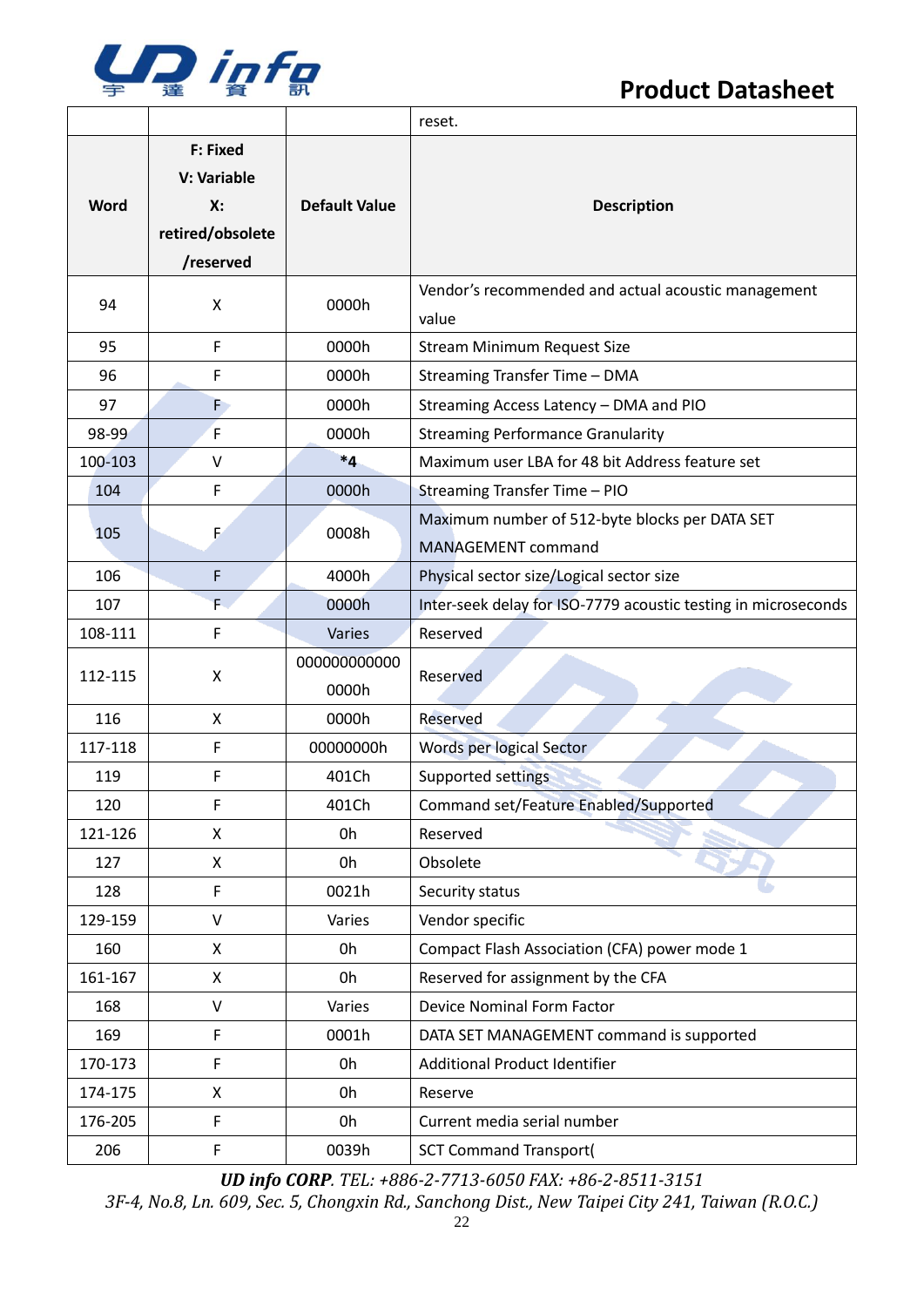| | | | reset. |
|---|---|---|---|
| **Word** | **F: Fixed V: Variable X: retired/obsolete /reserved** | **Default Value** | **Description** |
| 94 | X | 0000h | Vendor's recommended and actual acoustic management value |
| 95 | F | 0000h | Stream Minimum Request Size |
| 96 | F | 0000h | Streaming Transfer Time – DMA |
| 97 | F | 0000h | Streaming Access Latency – DMA and PIO |
| 98-99 | F | 0000h | Streaming Performance Granularity |
| 100-103 | V | *4 | Maximum user LBA for 48 bit Address feature set |
| 104 | F | 0000h | Streaming Transfer Time – PIO |
| 105 | F | 0008h | Maximum number of 512-byte blocks per DATA SET MANAGEMENT command |
| 106 | F | 4000h | Physical sector size/Logical sector size |
| 107 | F | 0000h | Inter-seek delay for ISO-7779 acoustic testing in microseconds |
| 108-111 | F | Varies | Reserved |
| 112-115 | X | 0000000000000000h | Reserved |
| 116 | X | 0000h | Reserved |
| 117-118 | F | 00000000h | Words per logical Sector |
| 119 | F | 401Ch | Supported settings |
| 120 | F | 401Ch | Command set/Feature Enabled/Supported |
| 121-126 | X | 0h | Reserved |
| 127 | X | 0h | Obsolete |
| 128 | F | 0021h | Security status |
| 129-159 | V | Varies | Vendor specific |
| 160 | X | 0h | Compact Flash Association (CFA) power mode 1 |
| 161-167 | X | 0h | Reserved for assignment by the CFA |
| 168 | V | Varies | Device Nominal Form Factor |
| 169 | F | 0001h | DATA SET MANAGEMENT command is supported |
| 170-173 | F | 0h | Additional Product Identifier |
| 174-175 | X | 0h | Reserve |
| 176-205 | F | 0h | Current media serial number |
| 206 | F | 0039h | SCT Command Transport( |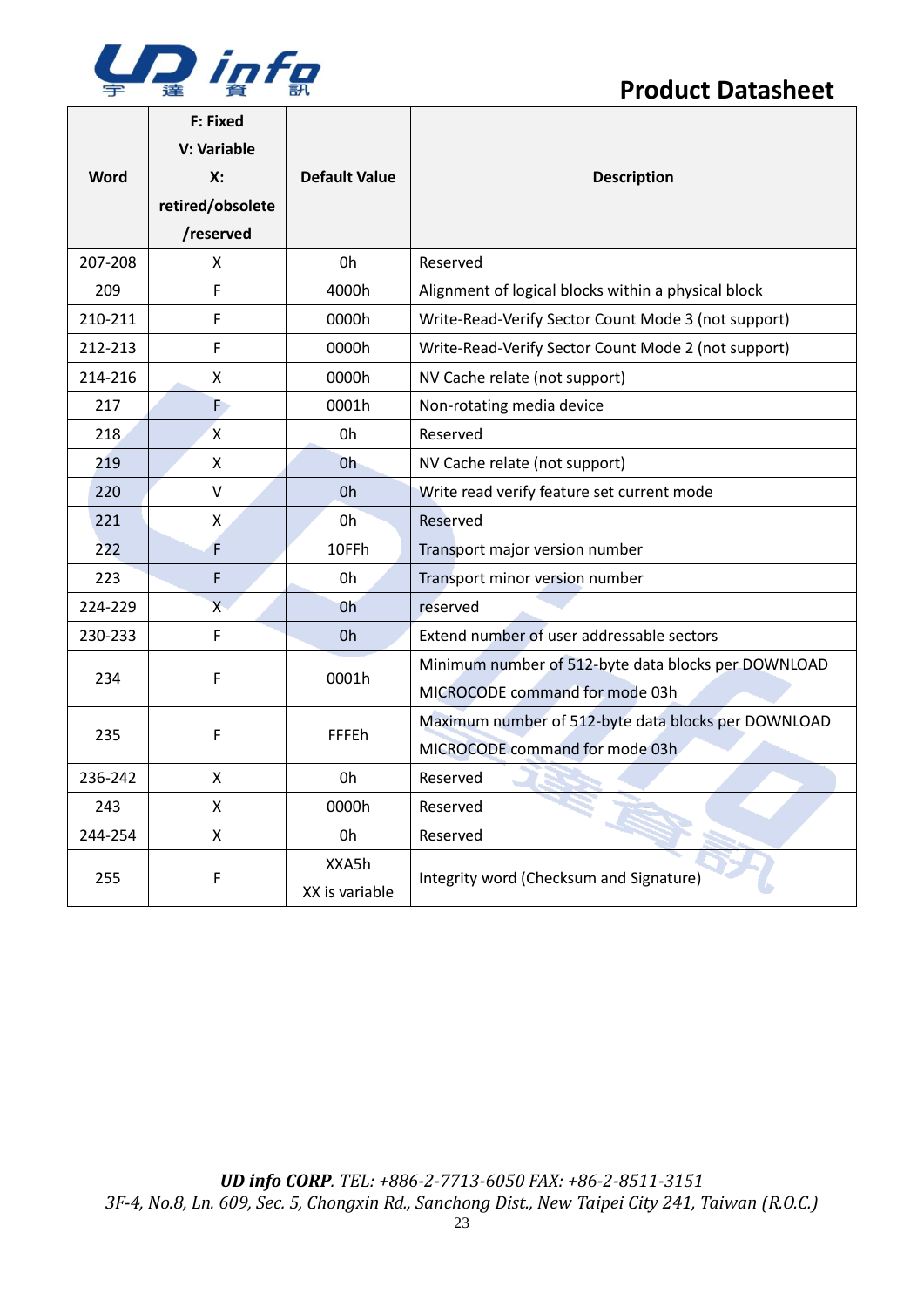| Word | F: Fixed<br>V: Variable<br>X: retired/obsolete /reserved | Default Value | Description |
|---|---|---|---|
| 207-208 | X | 0h | Reserved |
| 209 | F | 4000h | Alignment of logical blocks within a physical block |
| 210-211 | F | 0000h | Write-Read-Verify Sector Count Mode 3 (not support) |
| 212-213 | F | 0000h | Write-Read-Verify Sector Count Mode 2 (not support) |
| 214-216 | X | 0000h | NV Cache relate (not support) |
| 217 | F | 0001h | Non-rotating media device |
| 218 | X | 0h | Reserved |
| 219 | X | 0h | NV Cache relate (not support) |
| 220 | V | 0h | Write read verify feature set current mode |
| 221 | X | 0h | Reserved |
| 222 | F | 10FFh | Transport major version number |
| 223 | F | 0h | Transport minor version number |
| 224-229 | X | 0h | reserved |
| 230-233 | F | 0h | Extend number of user addressable sectors |
| 234 | F | 0001h | Minimum number of 512-byte data blocks per DOWNLOAD MICROCODE command for mode 03h |
| 235 | F | FFFEh | Maximum number of 512-byte data blocks per DOWNLOAD MICROCODE command for mode 03h |
| 236-242 | X | 0h | Reserved |
| 243 | X | 0000h | Reserved |
| 244-254 | X | 0h | Reserved |
| 255 | F | XXA5h<br>XX is variable | Integrity word (Checksum and Signature) |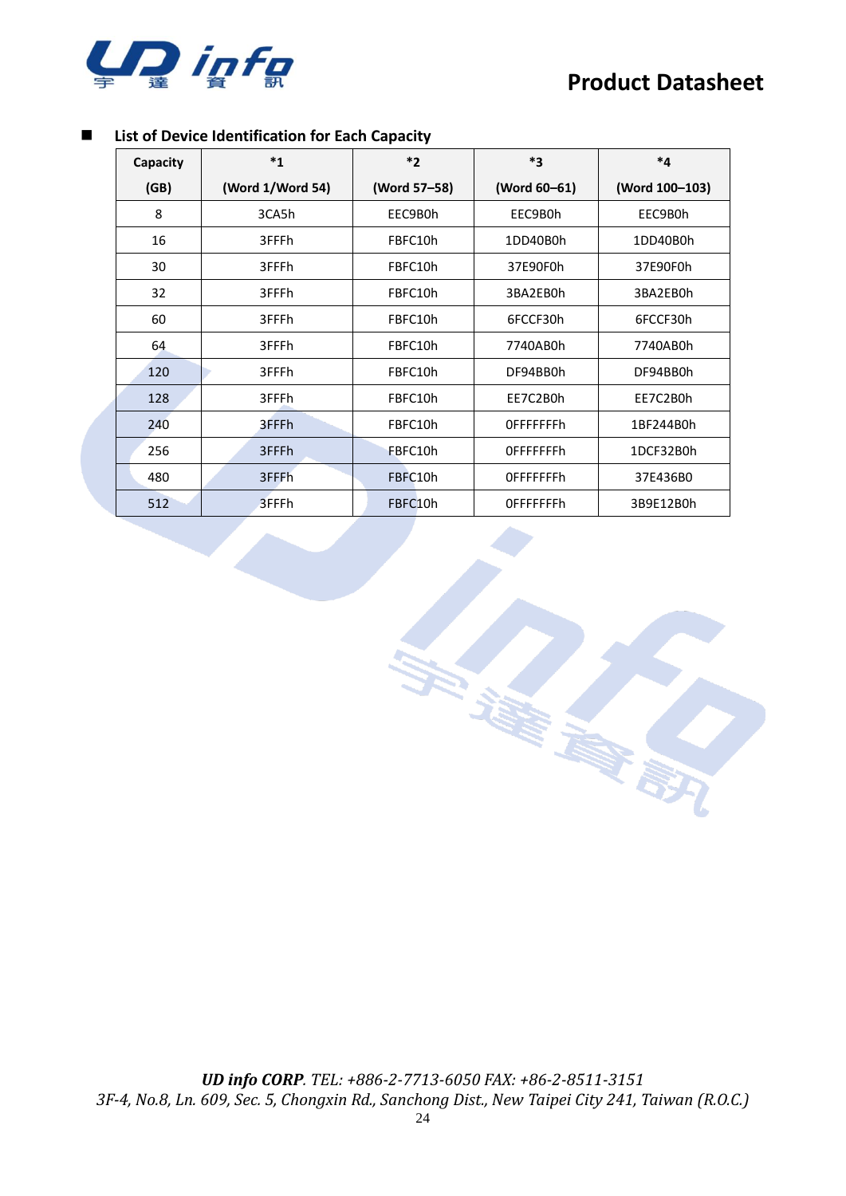- **List of Device Identification for Each Capacity**

| Capacity (GB) | *1 (Word 1/Word 54) | *2 (Word 57–58) | *3 (Word 60–61) | *4 (Word 100–103) |
|---|---|---|---|---|
| 8 | 3CA5h | EEC9B0h | EEC9B0h | EEC9B0h |
| 16 | 3FFFh | FBFC10h | 1DD40B0h | 1DD40B0h |
| 30 | 3FFFh | FBFC10h | 37E90F0h | 37E90F0h |
| 32 | 3FFFh | FBFC10h | 3BA2EB0h | 3BA2EB0h |
| 60 | 3FFFh | FBFC10h | 6FCCF30h | 6FCCF30h |
| 64 | 3FFFh | FBFC10h | 7740AB0h | 7740AB0h |
| 120 | 3FFFh | FBFC10h | DF94BB0h | DF94BB0h |
| 128 | 3FFFh | FBFC10h | EE7C2B0h | EE7C2B0h |
| 240 | 3FFFh | FBFC10h | 0FFFFFFFh | 1BF244B0h |
| 256 | 3FFFh | FBFC10h | 0FFFFFFFh | 1DCF32B0h |
| 480 | 3FFFh | FBFC10h | 0FFFFFFFh | 37E436B0 |
| 512 | 3FFFh | FBFC10h | 0FFFFFFFh | 3B9E12B0h |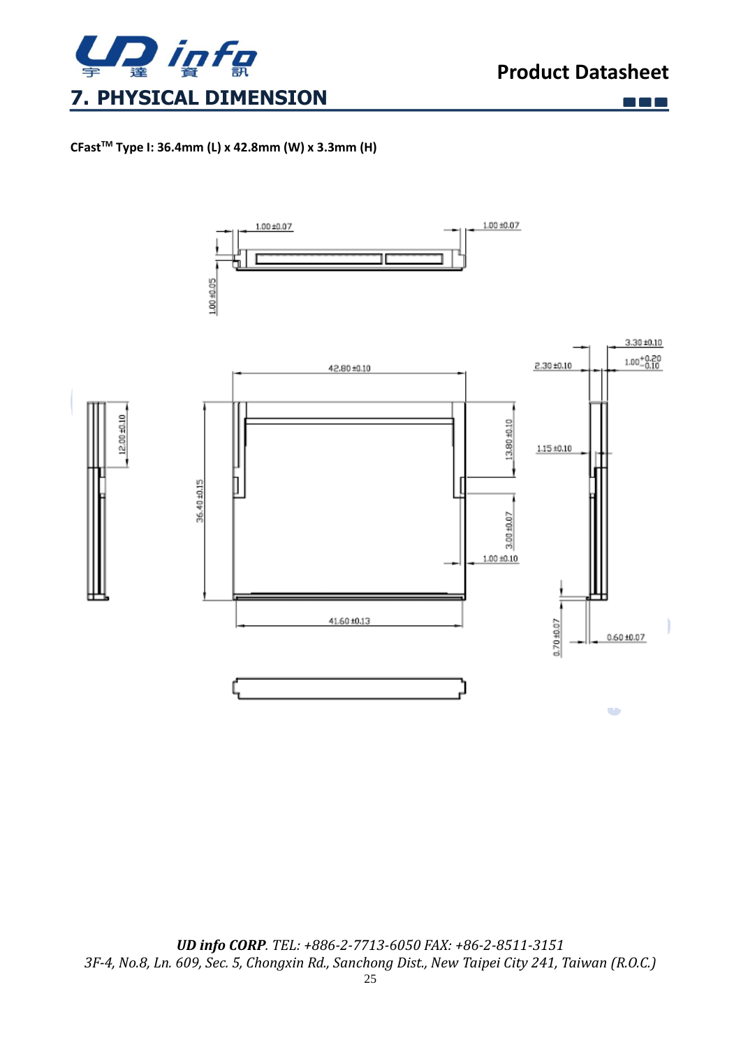# 7. PHYSICAL DIMENSION

**CFast[TM] Type I: 36.4mm (L) x 42.8mm (W) x 3.3mm (H)**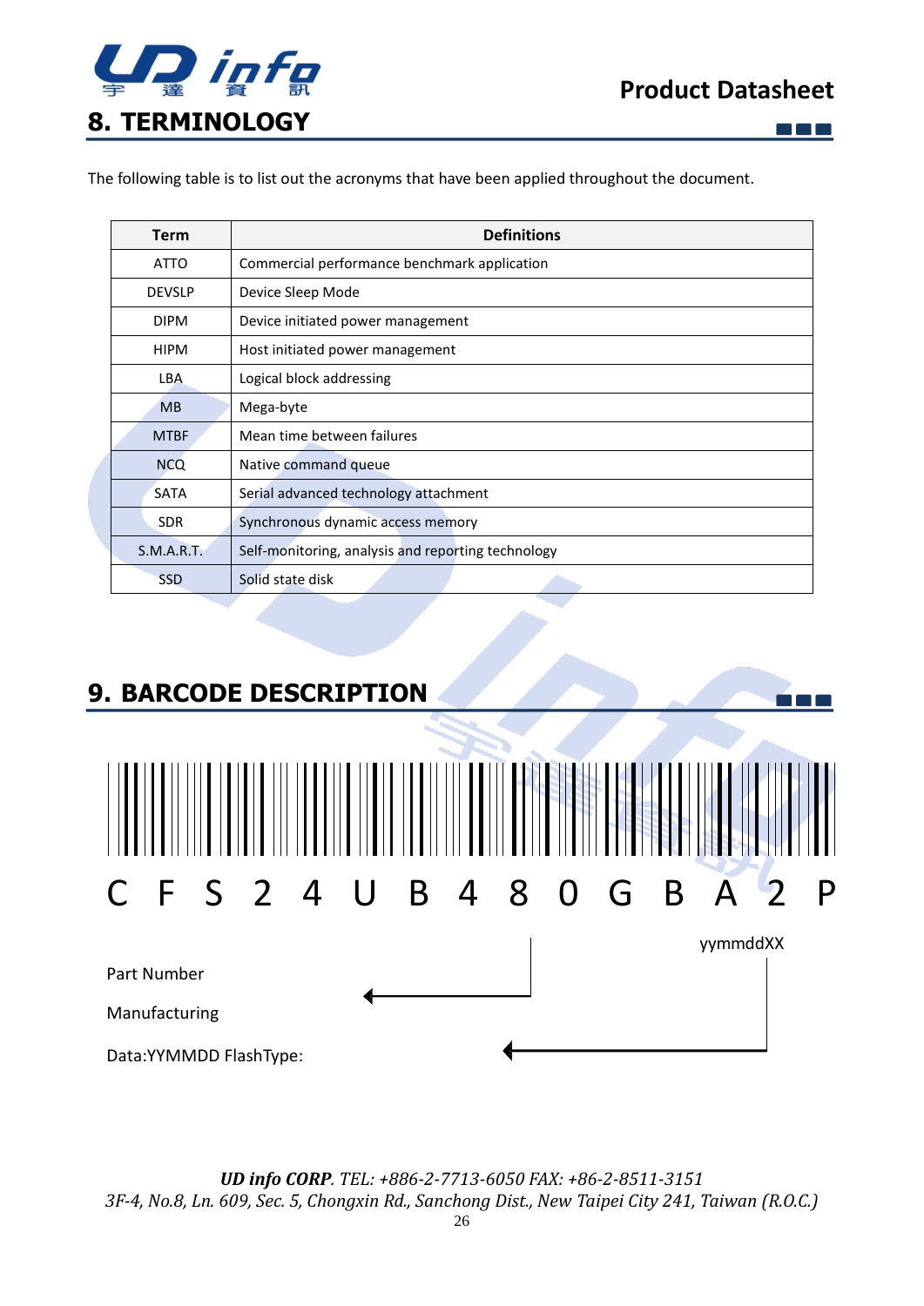# 8. TERMINOLOGY

The following table is to list out the acronyms that have been applied throughout the document.

| Term | Definitions |
|---|---|
| ATTO | Commercial performance benchmark application |
| DEVSLP | Device Sleep Mode |
| DIPM | Device initiated power management |
| HIPM | Host initiated power management |
| LBA | Logical block addressing |
| MB | Mega-byte |
| MTBF | Mean time between failures |
| NCQ | Native command queue |
| SATA | Serial advanced technology attachment |
| SDR | Synchronous dynamic access memory |
| S.M.A.R.T. | Self-monitoring, analysis and reporting technology |
| SSD | Solid state disk |

# 9. BARCODE DESCRIPTION

C F S 2 4 U B 4 8 0 G B A 2 P

yymmddXX

Part Number

Manufacturing

Data:YYMMDD FlashType: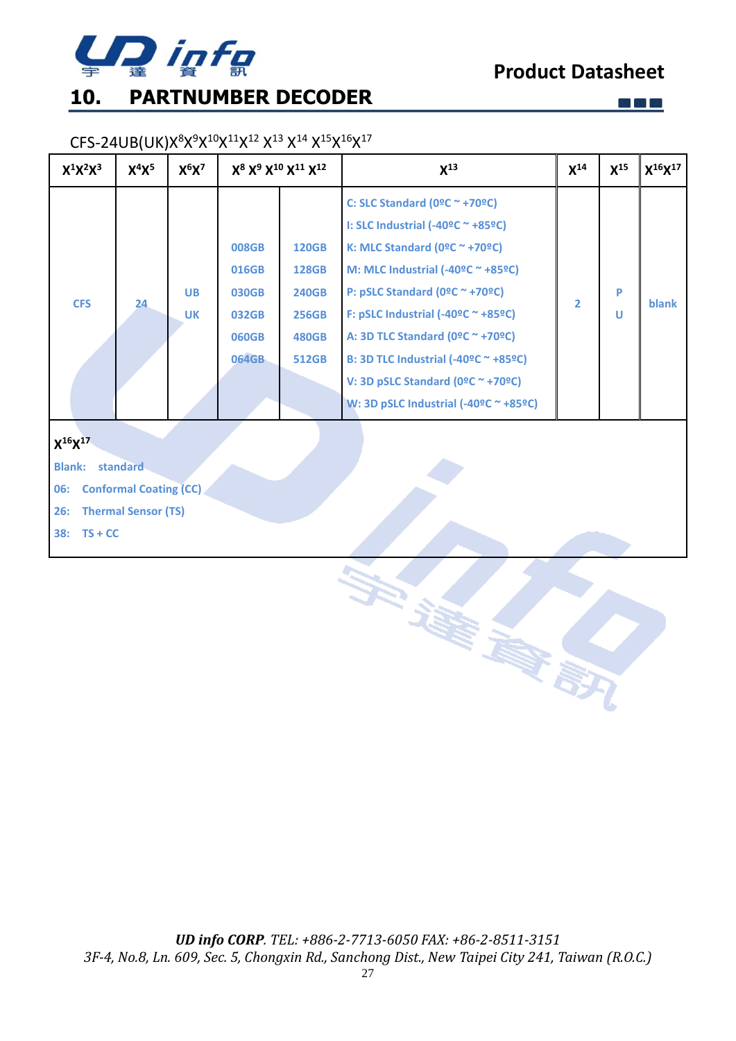## 10. PARTNUMBER DECODER

CFS-24UB(UK)$X^8X^9X^{10}X^{11}X^{12}$ $X^{13}$ $X^{14}$ $X^{15}X^{16}X^{17}$

| $X^1X^2X^3$ | $X^4X^5$ | $X^6X^7$ | $X^8$ $X^9$ $X^{10}$ $X^{11}$ $X^{12}$ | | $X^{13}$ | $X^{14}$ | $X^{15}$ | $X^{16}X^{17}$ |
|---|---|---|---|---|---|---|---|---|
| CFS | 24 | UB<br>UK | 008GB<br>016GB<br>030GB<br>032GB<br>060GB<br>064GB | 120GB<br>128GB<br>240GB<br>256GB<br>480GB<br>512GB | C: SLC Standard (0ºC ~ +70ºC)<br>I: SLC Industrial (-40ºC ~ +85ºC)<br>K: MLC Standard (0ºC ~ +70ºC)<br>M: MLC Industrial (-40ºC ~ +85ºC)<br>P: pSLC Standard (0ºC ~ +70ºC)<br>F: pSLC Industrial (-40ºC ~ +85ºC)<br>A: 3D TLC Standard (0ºC ~ +70ºC)<br>B: 3D TLC Industrial (-40ºC ~ +85ºC)<br>V: 3D pSLC Standard (0ºC ~ +70ºC)<br>W: 3D pSLC Industrial (-40ºC ~ +85ºC) | 2 | P<br>U | blank |

**$X^{16}X^{17}$**

Blank: standard

06: Conformal Coating (CC)

26: Thermal Sensor (TS)

38: TS + CC

*UD info CORP*. TEL: +886-2-7713-6050 FAX: +86-2-8511-3151
3F-4, No.8, Ln. 609, Sec. 5, Chongxin Rd., Sanchong Dist., New Taipei City 241, Taiwan (R.O.C.)